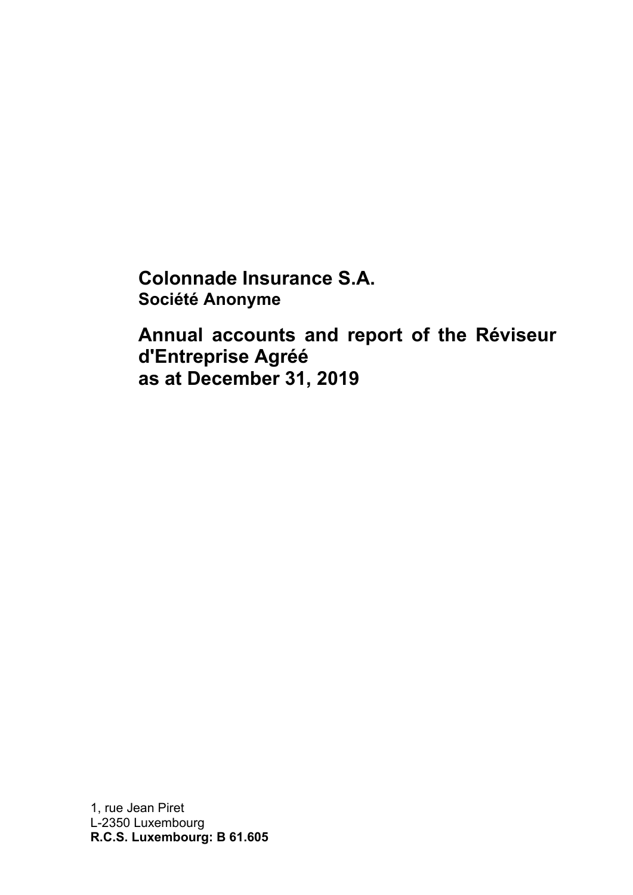# Colonnade Insurance S.A.

**Société Anonyme**

## Annual accounts and report of the Réviseur d'Entreprise Agréé as at December 31, 2019

1, rue Jean Piret
L-2350 Luxembourg
**R.C.S. Luxembourg: B 61.605**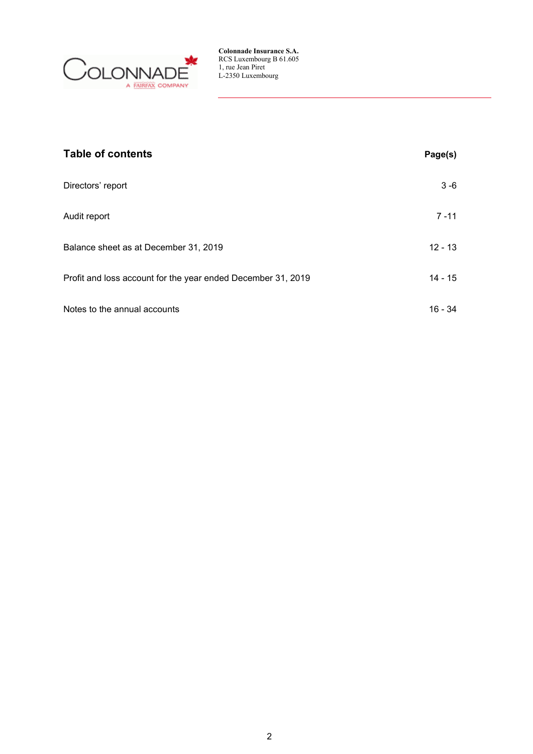**Colonnade Insurance S.A.**
RCS Luxembourg B 61.605
1, rue Jean Piret
L-2350 Luxembourg

## Table of contents

| Table of contents | Page(s) |
|---|---|
| Directors' report | 3 -6 |
| Audit report | 7 -11 |
| Balance sheet as at December 31, 2019 | 12 - 13 |
| Profit and loss account for the year ended December 31, 2019 | 14 - 15 |
| Notes to the annual accounts | 16 - 34 |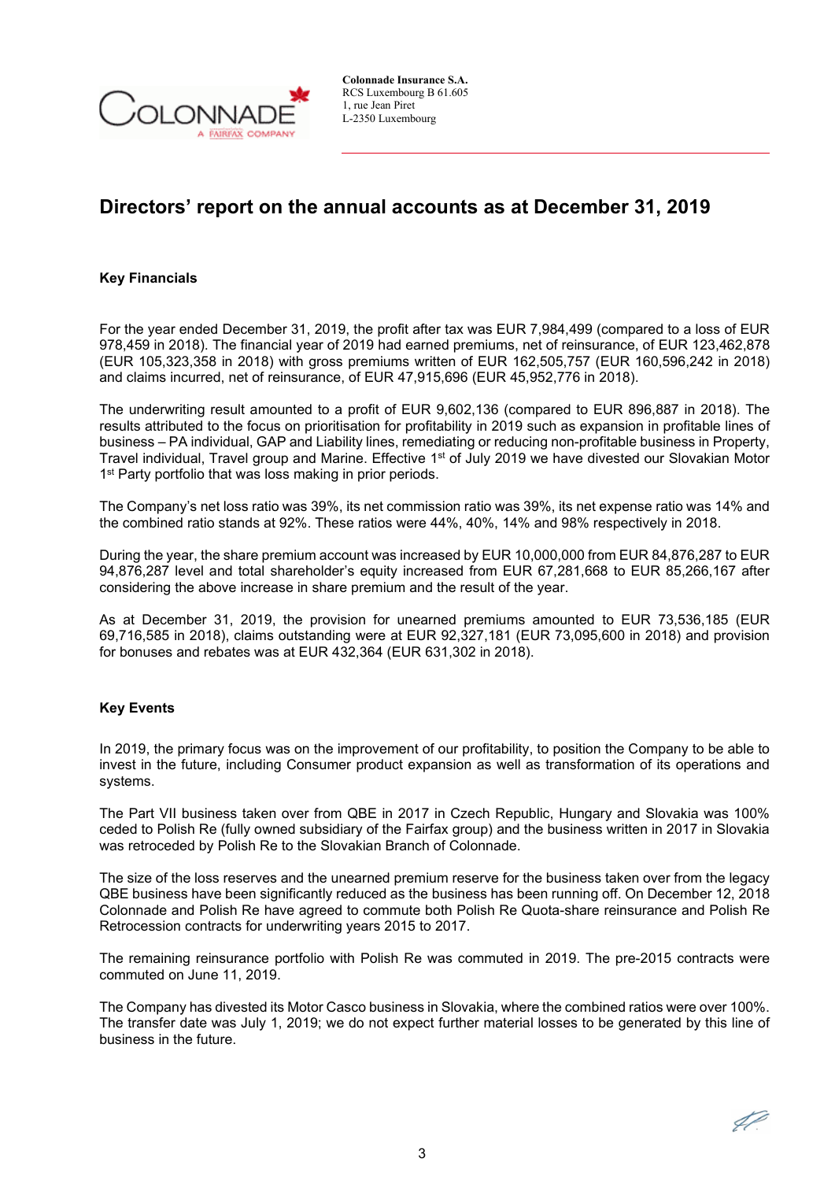Colonnade Insurance S.A.
RCS Luxembourg B 61.605
1, rue Jean Piret
L-2350 Luxembourg

# Directors' report on the annual accounts as at December 31, 2019

### Key Financials

For the year ended December 31, 2019, the profit after tax was EUR 7,984,499 (compared to a loss of EUR 978,459 in 2018). The financial year of 2019 had earned premiums, net of reinsurance, of EUR 123,462,878 (EUR 105,323,358 in 2018) with gross premiums written of EUR 162,505,757 (EUR 160,596,242 in 2018) and claims incurred, net of reinsurance, of EUR 47,915,696 (EUR 45,952,776 in 2018).

The underwriting result amounted to a profit of EUR 9,602,136 (compared to EUR 896,887 in 2018). The results attributed to the focus on prioritisation for profitability in 2019 such as expansion in profitable lines of business – PA individual, GAP and Liability lines, remediating or reducing non-profitable business in Property, Travel individual, Travel group and Marine. Effective 1st of July 2019 we have divested our Slovakian Motor 1st Party portfolio that was loss making in prior periods.

The Company's net loss ratio was 39%, its net commission ratio was 39%, its net expense ratio was 14% and the combined ratio stands at 92%. These ratios were 44%, 40%, 14% and 98% respectively in 2018.

During the year, the share premium account was increased by EUR 10,000,000 from EUR 84,876,287 to EUR 94,876,287 level and total shareholder's equity increased from EUR 67,281,668 to EUR 85,266,167 after considering the above increase in share premium and the result of the year.

As at December 31, 2019, the provision for unearned premiums amounted to EUR 73,536,185 (EUR 69,716,585 in 2018), claims outstanding were at EUR 92,327,181 (EUR 73,095,600 in 2018) and provision for bonuses and rebates was at EUR 432,364 (EUR 631,302 in 2018).

### Key Events

In 2019, the primary focus was on the improvement of our profitability, to position the Company to be able to invest in the future, including Consumer product expansion as well as transformation of its operations and systems.

The Part VII business taken over from QBE in 2017 in Czech Republic, Hungary and Slovakia was 100% ceded to Polish Re (fully owned subsidiary of the Fairfax group) and the business written in 2017 in Slovakia was retroceded by Polish Re to the Slovakian Branch of Colonnade.

The size of the loss reserves and the unearned premium reserve for the business taken over from the legacy QBE business have been significantly reduced as the business has been running off. On December 12, 2018 Colonnade and Polish Re have agreed to commute both Polish Re Quota-share reinsurance and Polish Re Retrocession contracts for underwriting years 2015 to 2017.

The remaining reinsurance portfolio with Polish Re was commuted in 2019. The pre-2015 contracts were commuted on June 11, 2019.

The Company has divested its Motor Casco business in Slovakia, where the combined ratios were over 100%. The transfer date was July 1, 2019; we do not expect further material losses to be generated by this line of business in the future.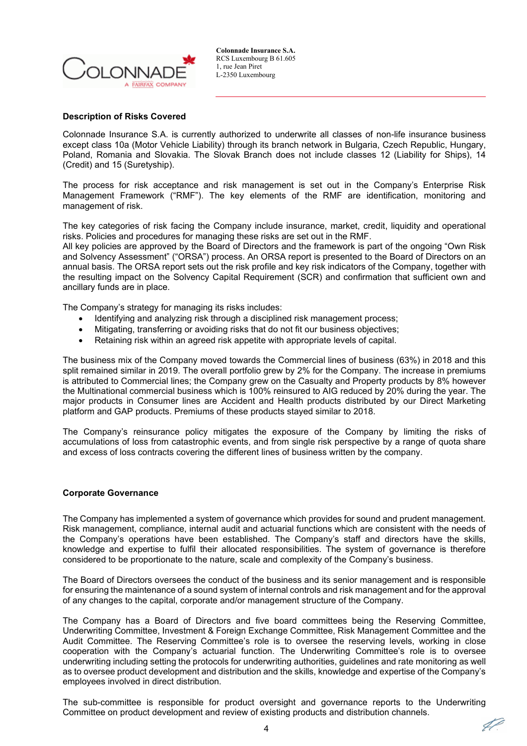**Description of Risks Covered**

Colonnade Insurance S.A. is currently authorized to underwrite all classes of non-life insurance business except class 10a (Motor Vehicle Liability) through its branch network in Bulgaria, Czech Republic, Hungary, Poland, Romania and Slovakia. The Slovak Branch does not include classes 12 (Liability for Ships), 14 (Credit) and 15 (Suretyship).

The process for risk acceptance and risk management is set out in the Company's Enterprise Risk Management Framework ("RMF"). The key elements of the RMF are identification, monitoring and management of risk.

The key categories of risk facing the Company include insurance, market, credit, liquidity and operational risks. Policies and procedures for managing these risks are set out in the RMF.
All key policies are approved by the Board of Directors and the framework is part of the ongoing "Own Risk and Solvency Assessment" ("ORSA") process. An ORSA report is presented to the Board of Directors on an annual basis. The ORSA report sets out the risk profile and key risk indicators of the Company, together with the resulting impact on the Solvency Capital Requirement (SCR) and confirmation that sufficient own and ancillary funds are in place.

The Company's strategy for managing its risks includes:

- Identifying and analyzing risk through a disciplined risk management process;
- Mitigating, transferring or avoiding risks that do not fit our business objectives;
- Retaining risk within an agreed risk appetite with appropriate levels of capital.

The business mix of the Company moved towards the Commercial lines of business (63%) in 2018 and this split remained similar in 2019. The overall portfolio grew by 2% for the Company. The increase in premiums is attributed to Commercial lines; the Company grew on the Casualty and Property products by 8% however the Multinational commercial business which is 100% reinsured to AIG reduced by 20% during the year. The major products in Consumer lines are Accident and Health products distributed by our Direct Marketing platform and GAP products. Premiums of these products stayed similar to 2018.

The Company's reinsurance policy mitigates the exposure of the Company by limiting the risks of accumulations of loss from catastrophic events, and from single risk perspective by a range of quota share and excess of loss contracts covering the different lines of business written by the company.

**Corporate Governance**

The Company has implemented a system of governance which provides for sound and prudent management. Risk management, compliance, internal audit and actuarial functions which are consistent with the needs of the Company's operations have been established. The Company's staff and directors have the skills, knowledge and expertise to fulfil their allocated responsibilities. The system of governance is therefore considered to be proportionate to the nature, scale and complexity of the Company's business.

The Board of Directors oversees the conduct of the business and its senior management and is responsible for ensuring the maintenance of a sound system of internal controls and risk management and for the approval of any changes to the capital, corporate and/or management structure of the Company.

The Company has a Board of Directors and five board committees being the Reserving Committee, Underwriting Committee, Investment & Foreign Exchange Committee, Risk Management Committee and the Audit Committee. The Reserving Committee's role is to oversee the reserving levels, working in close cooperation with the Company's actuarial function. The Underwriting Committee's role is to oversee underwriting including setting the protocols for underwriting authorities, guidelines and rate monitoring as well as to oversee product development and distribution and the skills, knowledge and expertise of the Company's employees involved in direct distribution.

The sub-committee is responsible for product oversight and governance reports to the Underwriting Committee on product development and review of existing products and distribution channels.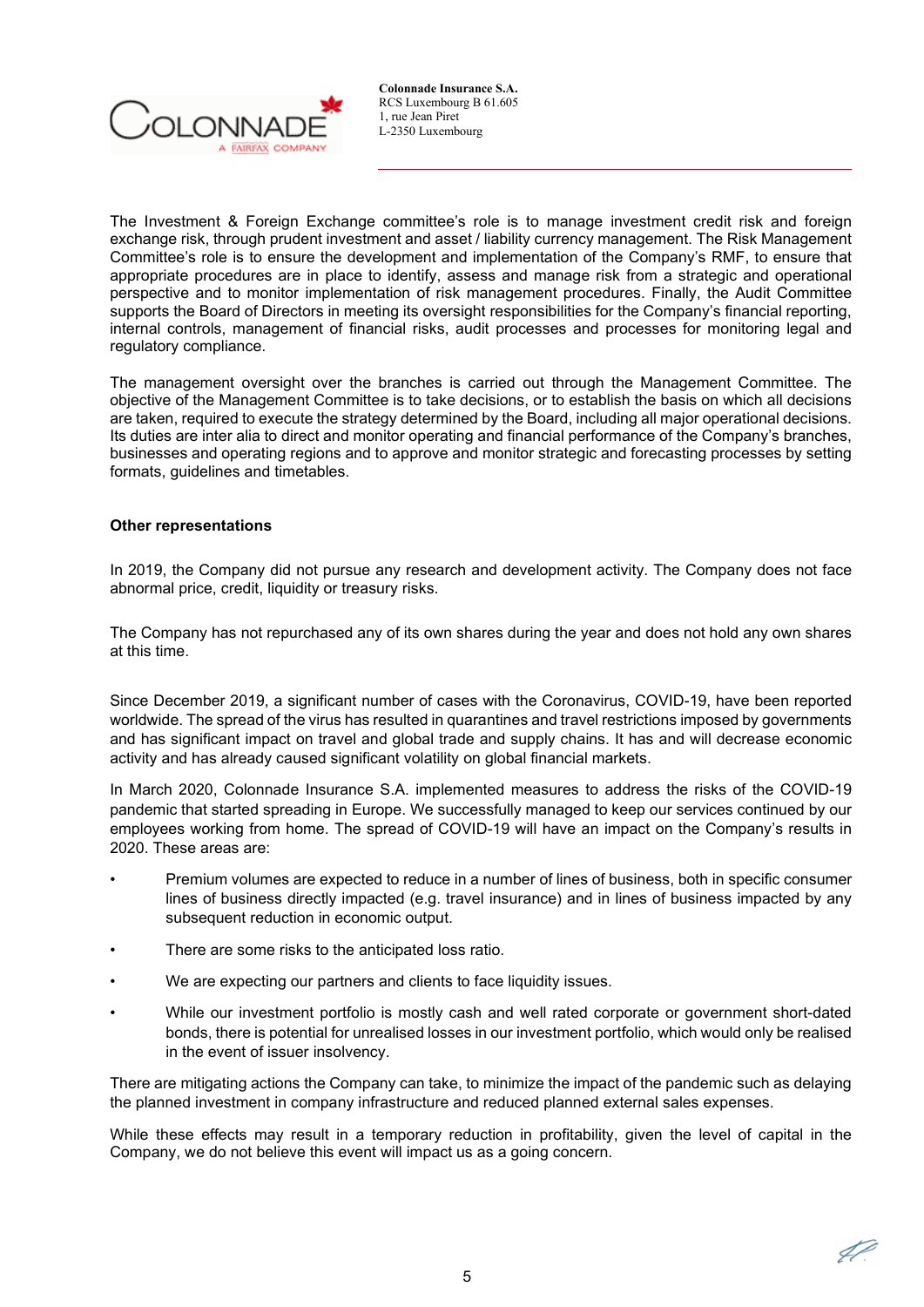The Investment & Foreign Exchange committee's role is to manage investment credit risk and foreign exchange risk, through prudent investment and asset / liability currency management. The Risk Management Committee's role is to ensure the development and implementation of the Company's RMF, to ensure that appropriate procedures are in place to identify, assess and manage risk from a strategic and operational perspective and to monitor implementation of risk management procedures. Finally, the Audit Committee supports the Board of Directors in meeting its oversight responsibilities for the Company's financial reporting, internal controls, management of financial risks, audit processes and processes for monitoring legal and regulatory compliance.

The management oversight over the branches is carried out through the Management Committee. The objective of the Management Committee is to take decisions, or to establish the basis on which all decisions are taken, required to execute the strategy determined by the Board, including all major operational decisions. Its duties are inter alia to direct and monitor operating and financial performance of the Company's branches, businesses and operating regions and to approve and monitor strategic and forecasting processes by setting formats, guidelines and timetables.

**Other representations**

In 2019, the Company did not pursue any research and development activity. The Company does not face abnormal price, credit, liquidity or treasury risks.

The Company has not repurchased any of its own shares during the year and does not hold any own shares at this time.

Since December 2019, a significant number of cases with the Coronavirus, COVID-19, have been reported worldwide. The spread of the virus has resulted in quarantines and travel restrictions imposed by governments and has significant impact on travel and global trade and supply chains. It has and will decrease economic activity and has already caused significant volatility on global financial markets.

In March 2020, Colonnade Insurance S.A. implemented measures to address the risks of the COVID-19 pandemic that started spreading in Europe. We successfully managed to keep our services continued by our employees working from home. The spread of COVID-19 will have an impact on the Company's results in 2020. These areas are:

- Premium volumes are expected to reduce in a number of lines of business, both in specific consumer lines of business directly impacted (e.g. travel insurance) and in lines of business impacted by any subsequent reduction in economic output.
- There are some risks to the anticipated loss ratio.
- We are expecting our partners and clients to face liquidity issues.
- While our investment portfolio is mostly cash and well rated corporate or government short-dated bonds, there is potential for unrealised losses in our investment portfolio, which would only be realised in the event of issuer insolvency.

There are mitigating actions the Company can take, to minimize the impact of the pandemic such as delaying the planned investment in company infrastructure and reduced planned external sales expenses.

While these effects may result in a temporary reduction in profitability, given the level of capital in the Company, we do not believe this event will impact us as a going concern.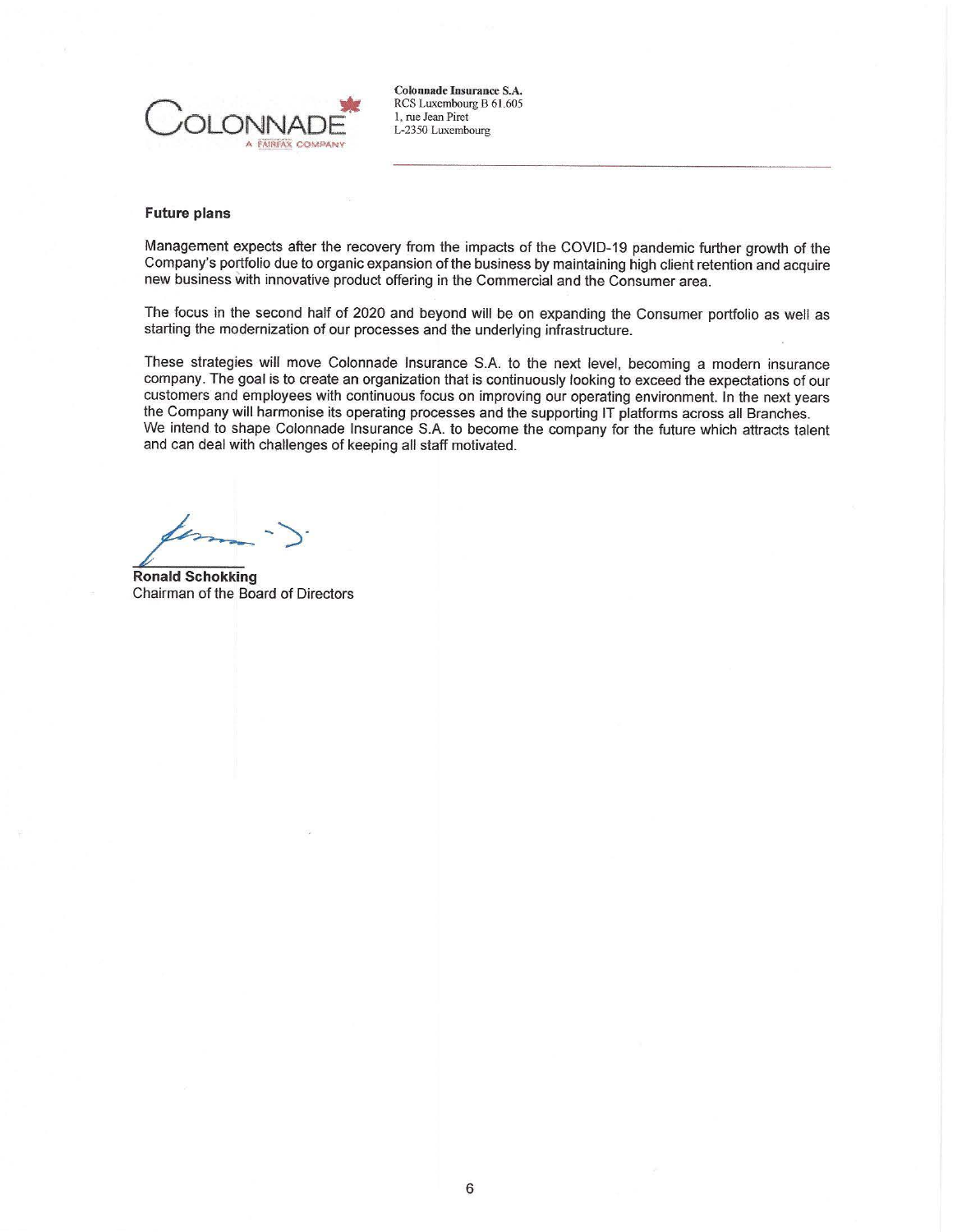Colonnade Insurance S.A.
RCS Luxembourg B 61.605
1, rue Jean Piret
L-2350 Luxembourg

### Future plans

Management expects after the recovery from the impacts of the COVID-19 pandemic further growth of the Company's portfolio due to organic expansion of the business by maintaining high client retention and acquire new business with innovative product offering in the Commercial and the Consumer area.

The focus in the second half of 2020 and beyond will be on expanding the Consumer portfolio as well as starting the modernization of our processes and the underlying infrastructure.

These strategies will move Colonnade Insurance S.A. to the next level, becoming a modern insurance company. The goal is to create an organization that is continuously looking to exceed the expectations of our customers and employees with continuous focus on improving our operating environment. In the next years the Company will harmonise its operating processes and the supporting IT platforms across all Branches. We intend to shape Colonnade Insurance S.A. to become the company for the future which attracts talent and can deal with challenges of keeping all staff motivated.

**Ronald Schokking**
Chairman of the Board of Directors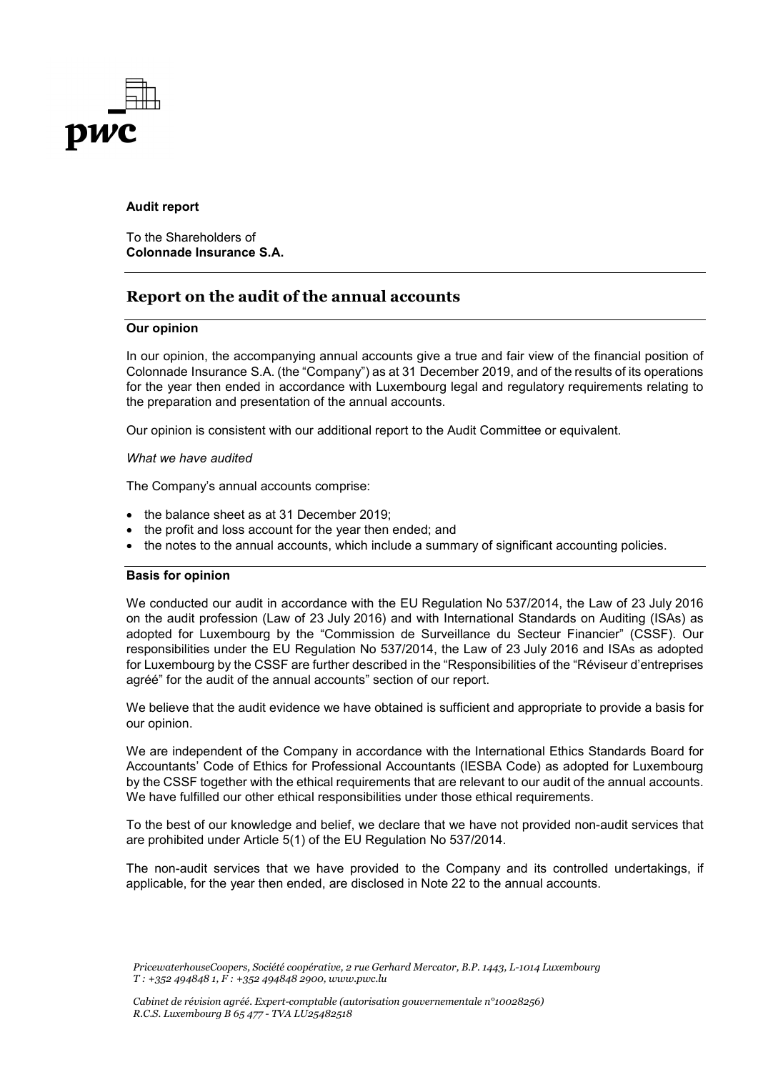**Audit report**

To the Shareholders of
**Colonnade Insurance S.A.**

## Report on the audit of the annual accounts

### Our opinion

In our opinion, the accompanying annual accounts give a true and fair view of the financial position of Colonnade Insurance S.A. (the "Company") as at 31 December 2019, and of the results of its operations for the year then ended in accordance with Luxembourg legal and regulatory requirements relating to the preparation and presentation of the annual accounts.

Our opinion is consistent with our additional report to the Audit Committee or equivalent.

*What we have audited*

The Company's annual accounts comprise:

- the balance sheet as at 31 December 2019;
- the profit and loss account for the year then ended; and
- the notes to the annual accounts, which include a summary of significant accounting policies.

### Basis for opinion

We conducted our audit in accordance with the EU Regulation No 537/2014, the Law of 23 July 2016 on the audit profession (Law of 23 July 2016) and with International Standards on Auditing (ISAs) as adopted for Luxembourg by the "Commission de Surveillance du Secteur Financier" (CSSF). Our responsibilities under the EU Regulation No 537/2014, the Law of 23 July 2016 and ISAs as adopted for Luxembourg by the CSSF are further described in the "Responsibilities of the "Réviseur d'entreprises agréé" for the audit of the annual accounts" section of our report.

We believe that the audit evidence we have obtained is sufficient and appropriate to provide a basis for our opinion.

We are independent of the Company in accordance with the International Ethics Standards Board for Accountants' Code of Ethics for Professional Accountants (IESBA Code) as adopted for Luxembourg by the CSSF together with the ethical requirements that are relevant to our audit of the annual accounts. We have fulfilled our other ethical responsibilities under those ethical requirements.

To the best of our knowledge and belief, we declare that we have not provided non-audit services that are prohibited under Article 5(1) of the EU Regulation No 537/2014.

The non-audit services that we have provided to the Company and its controlled undertakings, if applicable, for the year then ended, are disclosed in Note 22 to the annual accounts.

*PricewaterhouseCoopers, Société coopérative, 2 rue Gerhard Mercator, B.P. 1443, L-1014 Luxembourg*
*T : +352 494848 1, F : +352 494848 2900, www.pwc.lu*

*Cabinet de révision agréé. Expert-comptable (autorisation gouvernementale n°10028256)*
*R.C.S. Luxembourg B 65 477 - TVA LU25482518*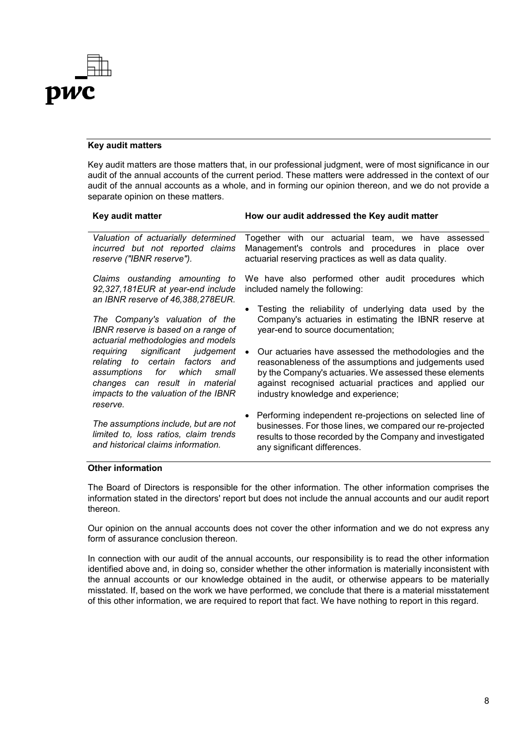### Key audit matters

Key audit matters are those matters that, in our professional judgment, were of most significance in our audit of the annual accounts of the current period. These matters were addressed in the context of our audit of the annual accounts as a whole, and in forming our opinion thereon, and we do not provide a separate opinion on these matters.

| Key audit matter | How our audit addressed the Key audit matter |
| --- | --- |
| *Valuation of actuarially determined incurred but not reported claims reserve ("IBNR reserve").*<br><br>*Claims oustanding amounting to 92,327,181EUR at year-end include an IBNR reserve of 46,388,278EUR.*<br><br>*The Company's valuation of the IBNR reserve is based on a range of actuarial methodologies and models requiring significant judgement relating to certain factors and assumptions for which small changes can result in material impacts to the valuation of the IBNR reserve.*<br><br>*The assumptions include, but are not limited to, loss ratios, claim trends and historical claims information.* | Together with our actuarial team, we have assessed Management's controls and procedures in place over actuarial reserving practices as well as data quality.<br><br>We have also performed other audit procedures which included namely the following:<br><br>• Testing the reliability of underlying data used by the Company's actuaries in estimating the IBNR reserve at year-end to source documentation;<br><br>• Our actuaries have assessed the methodologies and the reasonableness of the assumptions and judgements used by the Company's actuaries. We assessed these elements against recognised actuarial practices and applied our industry knowledge and experience;<br><br>• Performing independent re-projections on selected line of businesses. For those lines, we compared our re-projected results to those recorded by the Company and investigated any significant differences. |

### Other information

The Board of Directors is responsible for the other information. The other information comprises the information stated in the directors' report but does not include the annual accounts and our audit report thereon.

Our opinion on the annual accounts does not cover the other information and we do not express any form of assurance conclusion thereon.

In connection with our audit of the annual accounts, our responsibility is to read the other information identified above and, in doing so, consider whether the other information is materially inconsistent with the annual accounts or our knowledge obtained in the audit, or otherwise appears to be materially misstated. If, based on the work we have performed, we conclude that there is a material misstatement of this other information, we are required to report that fact. We have nothing to report in this regard.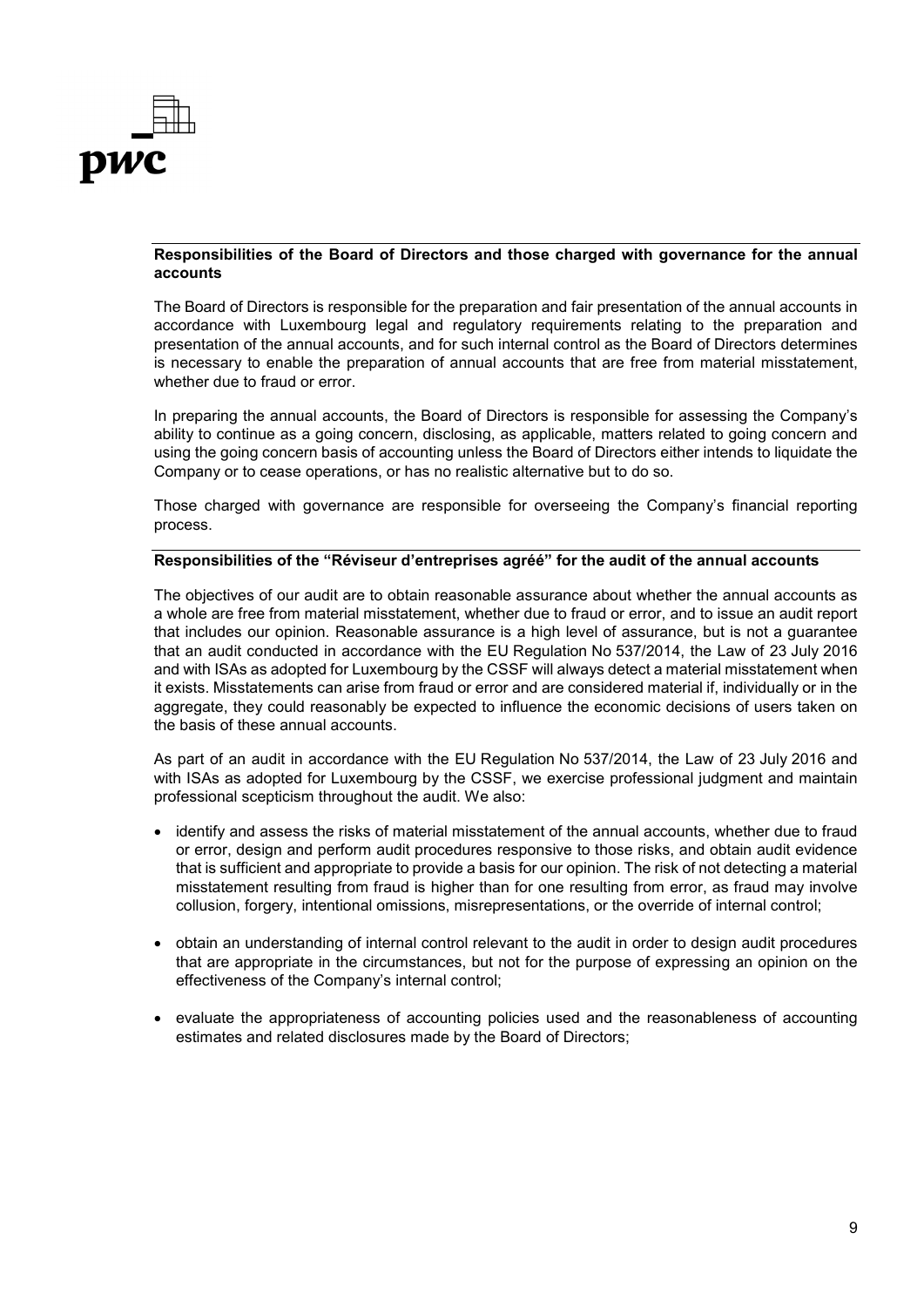**Responsibilities of the Board of Directors and those charged with governance for the annual accounts**

The Board of Directors is responsible for the preparation and fair presentation of the annual accounts in accordance with Luxembourg legal and regulatory requirements relating to the preparation and presentation of the annual accounts, and for such internal control as the Board of Directors determines is necessary to enable the preparation of annual accounts that are free from material misstatement, whether due to fraud or error.

In preparing the annual accounts, the Board of Directors is responsible for assessing the Company's ability to continue as a going concern, disclosing, as applicable, matters related to going concern and using the going concern basis of accounting unless the Board of Directors either intends to liquidate the Company or to cease operations, or has no realistic alternative but to do so.

Those charged with governance are responsible for overseeing the Company's financial reporting process.

**Responsibilities of the "Réviseur d'entreprises agréé" for the audit of the annual accounts**

The objectives of our audit are to obtain reasonable assurance about whether the annual accounts as a whole are free from material misstatement, whether due to fraud or error, and to issue an audit report that includes our opinion. Reasonable assurance is a high level of assurance, but is not a guarantee that an audit conducted in accordance with the EU Regulation No 537/2014, the Law of 23 July 2016 and with ISAs as adopted for Luxembourg by the CSSF will always detect a material misstatement when it exists. Misstatements can arise from fraud or error and are considered material if, individually or in the aggregate, they could reasonably be expected to influence the economic decisions of users taken on the basis of these annual accounts.

As part of an audit in accordance with the EU Regulation No 537/2014, the Law of 23 July 2016 and with ISAs as adopted for Luxembourg by the CSSF, we exercise professional judgment and maintain professional scepticism throughout the audit. We also:

- identify and assess the risks of material misstatement of the annual accounts, whether due to fraud or error, design and perform audit procedures responsive to those risks, and obtain audit evidence that is sufficient and appropriate to provide a basis for our opinion. The risk of not detecting a material misstatement resulting from fraud is higher than for one resulting from error, as fraud may involve collusion, forgery, intentional omissions, misrepresentations, or the override of internal control;

- obtain an understanding of internal control relevant to the audit in order to design audit procedures that are appropriate in the circumstances, but not for the purpose of expressing an opinion on the effectiveness of the Company's internal control;

- evaluate the appropriateness of accounting policies used and the reasonableness of accounting estimates and related disclosures made by the Board of Directors;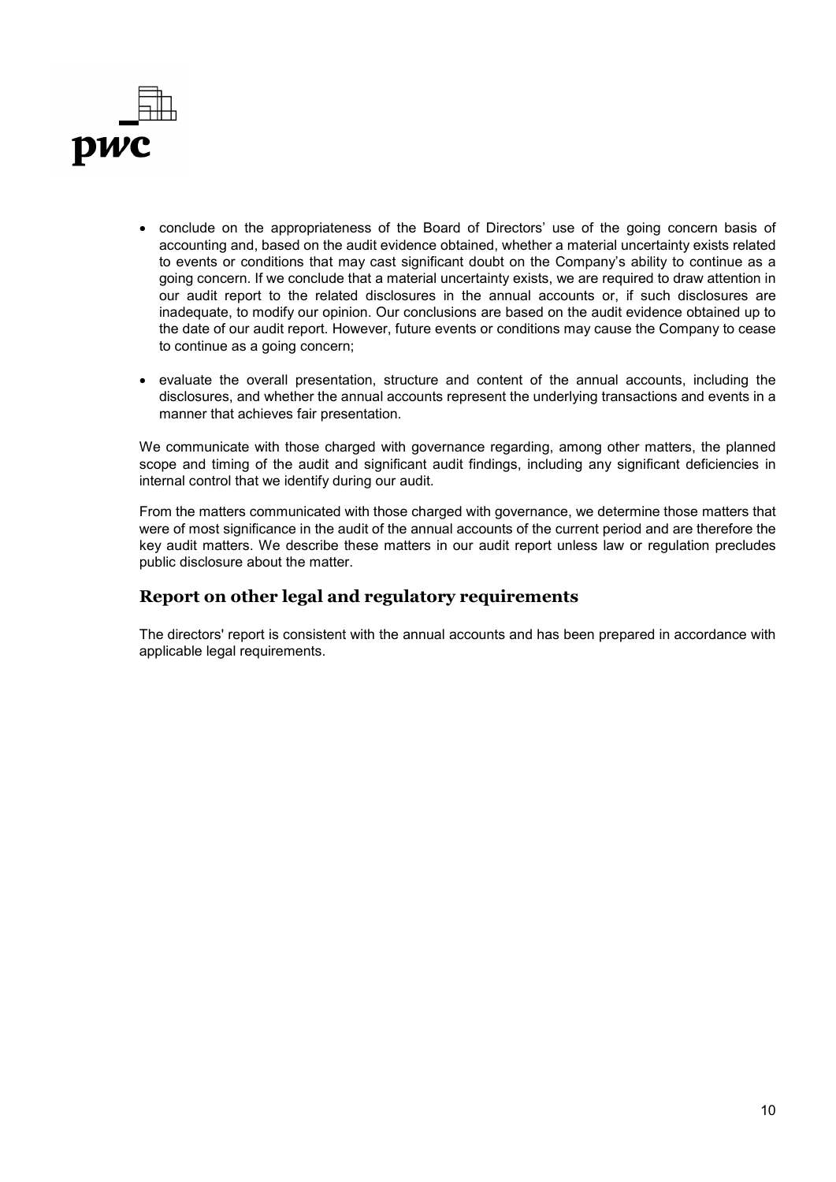- conclude on the appropriateness of the Board of Directors' use of the going concern basis of accounting and, based on the audit evidence obtained, whether a material uncertainty exists related to events or conditions that may cast significant doubt on the Company's ability to continue as a going concern. If we conclude that a material uncertainty exists, we are required to draw attention in our audit report to the related disclosures in the annual accounts or, if such disclosures are inadequate, to modify our opinion. Our conclusions are based on the audit evidence obtained up to the date of our audit report. However, future events or conditions may cause the Company to cease to continue as a going concern;

- evaluate the overall presentation, structure and content of the annual accounts, including the disclosures, and whether the annual accounts represent the underlying transactions and events in a manner that achieves fair presentation.

We communicate with those charged with governance regarding, among other matters, the planned scope and timing of the audit and significant audit findings, including any significant deficiencies in internal control that we identify during our audit.

From the matters communicated with those charged with governance, we determine those matters that were of most significance in the audit of the annual accounts of the current period and are therefore the key audit matters. We describe these matters in our audit report unless law or regulation precludes public disclosure about the matter.

## Report on other legal and regulatory requirements

The directors' report is consistent with the annual accounts and has been prepared in accordance with applicable legal requirements.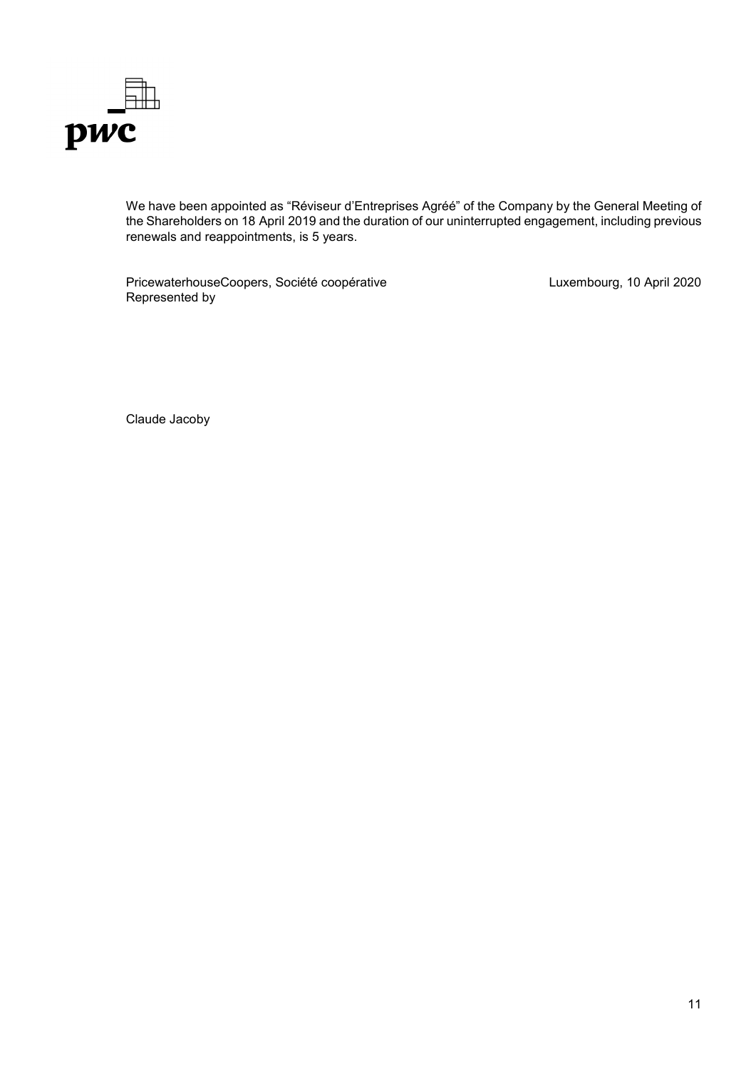We have been appointed as "Réviseur d'Entreprises Agréé" of the Company by the General Meeting of the Shareholders on 18 April 2019 and the duration of our uninterrupted engagement, including previous renewals and reappointments, is 5 years.

PricewaterhouseCoopers, Société coopérative
Represented by

Luxembourg, 10 April 2020

Claude Jacoby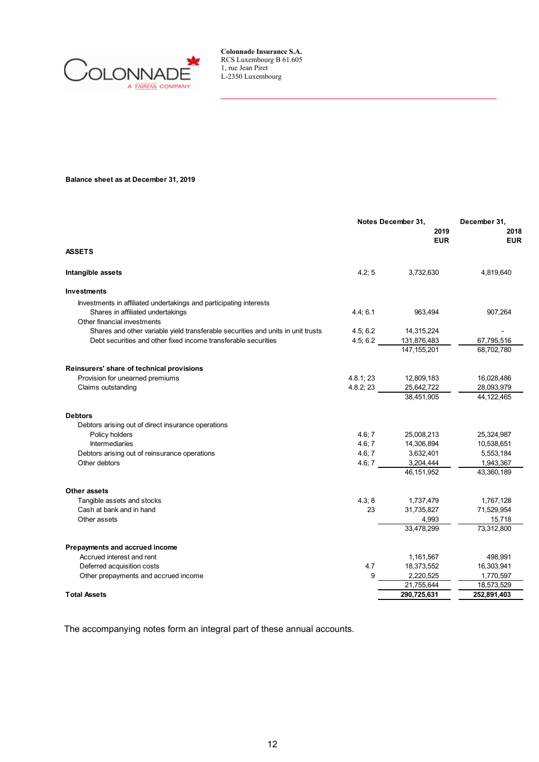**Colonnade Insurance S.A.**
RCS Luxembourg B 61.605
1, rue Jean Piret
L-2350 Luxembourg

**Balance sheet as at December 31, 2019**

| | Notes | December 31, 2019 EUR | December 31, 2018 EUR |
|---|---|---|---|
| **ASSETS** | | | |
| **Intangible assets** | 4.2; 5 | 3,732,630 | 4,819,640 |
| **Investments** | | | |
| Investments in affiliated undertakings and participating interests | | | |
| Shares in affiliated undertakings | 4.4; 6.1 | 963,494 | 907,264 |
| Other financial investments | | | |
| Shares and other variable yield transferable securities and units in unit trusts | 4.5; 6.2 | 14,315,224 | - |
| Debt securities and other fixed income transferable securities | 4.5; 6.2 | 131,876,483 | 67,795,516 |
| | | 147,155,201 | 68,702,780 |
| **Reinsurers' share of technical provisions** | | | |
| Provision for unearned premiums | 4.8.1; 23 | 12,809,183 | 16,028,486 |
| Claims outstanding | 4.8.2; 23 | 25,642,722 | 28,093,979 |
| | | 38,451,905 | 44,122,465 |
| **Debtors** | | | |
| Debtors arising out of direct insurance operations | | | |
| Policy holders | 4.6; 7 | 25,008,213 | 25,324,987 |
| Intermediaries | 4.6; 7 | 14,306,894 | 10,538,651 |
| Debtors arising out of reinsurance operations | 4.6; 7 | 3,632,401 | 5,553,184 |
| Other debtors | 4.6; 7 | 3,204,444 | 1,943,367 |
| | | 46,151,952 | 43,360,189 |
| **Other assets** | | | |
| Tangible assets and stocks | 4.3; 8 | 1,737,479 | 1,767,128 |
| Cash at bank and in hand | 23 | 31,735,827 | 71,529,954 |
| Other assets | | 4,993 | 15,718 |
| | | 33,478,299 | 73,312,800 |
| **Prepayments and accrued income** | | | |
| Accrued interest and rent | | 1,161,567 | 498,991 |
| Deferred acquisition costs | 4.7 | 18,373,552 | 16,303,941 |
| Other prepayments and accrued income | 9 | 2,220,525 | 1,770,597 |
| | | 21,755,644 | 18,573,529 |
| **Total Assets** | | **290,725,631** | **252,891,403** |

The accompanying notes form an integral part of these annual accounts.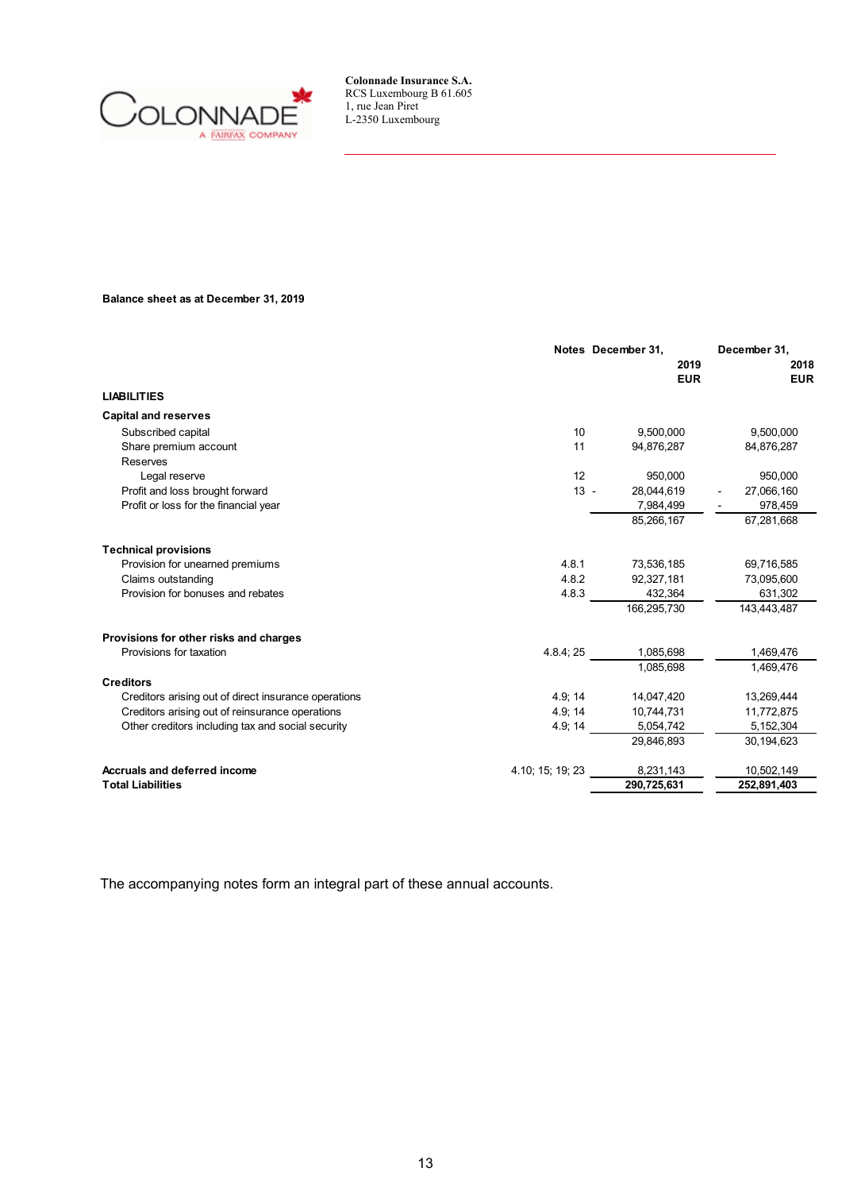Colonnade Insurance S.A.
RCS Luxembourg B 61.605
1, rue Jean Piret
L-2350 Luxembourg

**Balance sheet as at December 31, 2019**

| | Notes | December 31, 2019 EUR | December 31, 2018 EUR |
|---|---|---|---|
| **LIABILITIES** | | | |
| **Capital and reserves** | | | |
| Subscribed capital | 10 | 9,500,000 | 9,500,000 |
| Share premium account | 11 | 94,876,287 | 84,876,287 |
| Reserves | | | |
| Legal reserve | 12 | 950,000 | 950,000 |
| Profit and loss brought forward | 13 | - 28,044,619 | - 27,066,160 |
| Profit or loss for the financial year | | 7,984,499 | - 978,459 |
| | | 85,266,167 | 67,281,668 |
| **Technical provisions** | | | |
| Provision for unearned premiums | 4.8.1 | 73,536,185 | 69,716,585 |
| Claims outstanding | 4.8.2 | 92,327,181 | 73,095,600 |
| Provision for bonuses and rebates | 4.8.3 | 432,364 | 631,302 |
| | | 166,295,730 | 143,443,487 |
| **Provisions for other risks and charges** | | | |
| Provisions for taxation | 4.8.4; 25 | 1,085,698 | 1,469,476 |
| | | 1,085,698 | 1,469,476 |
| **Creditors** | | | |
| Creditors arising out of direct insurance operations | 4.9; 14 | 14,047,420 | 13,269,444 |
| Creditors arising out of reinsurance operations | 4.9; 14 | 10,744,731 | 11,772,875 |
| Other creditors including tax and social security | 4.9; 14 | 5,054,742 | 5,152,304 |
| | | 29,846,893 | 30,194,623 |
| **Accruals and deferred income** | 4.10; 15; 19; 23 | 8,231,143 | 10,502,149 |
| **Total Liabilities** | | **290,725,631** | **252,891,403** |

The accompanying notes form an integral part of these annual accounts.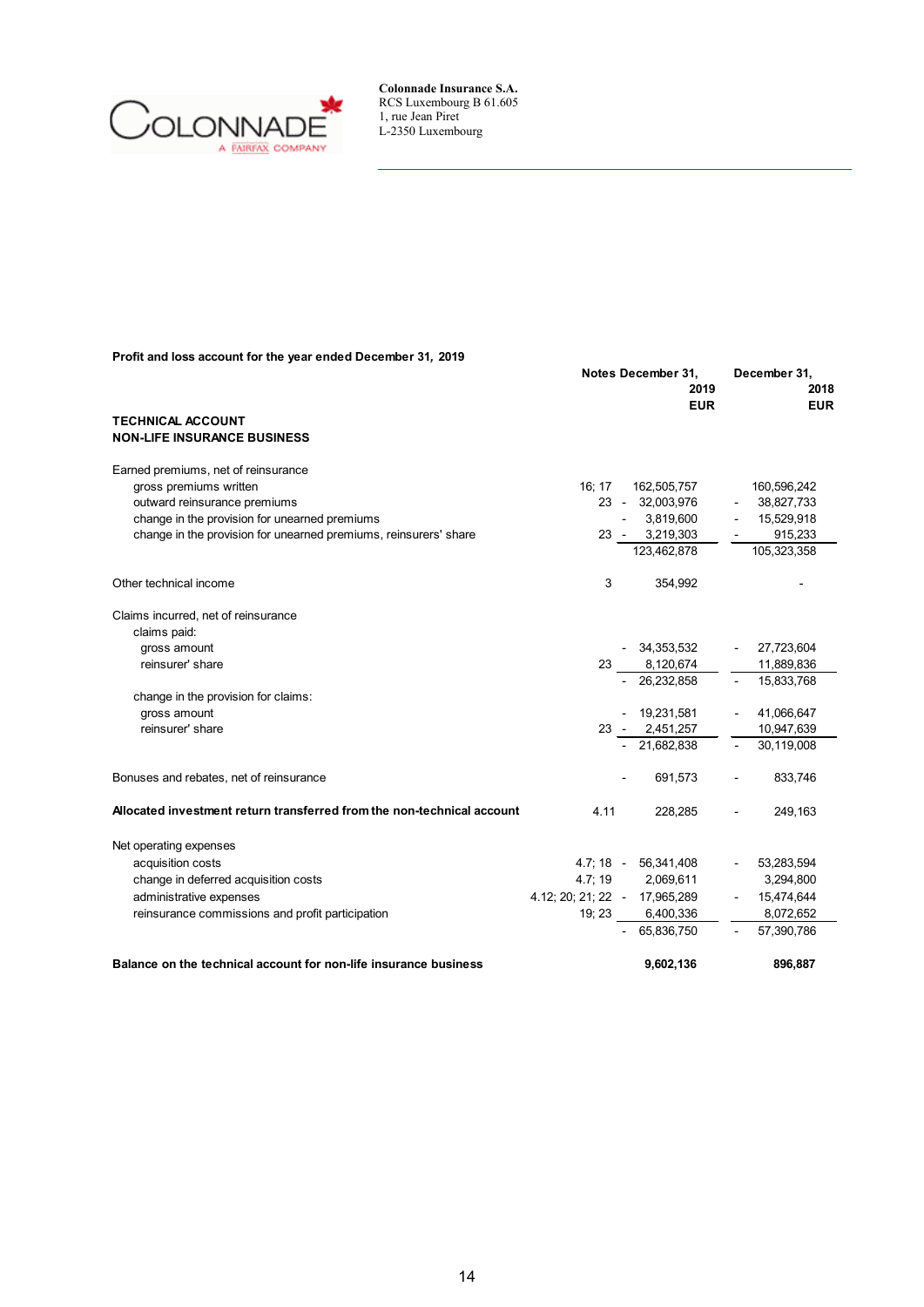Colonnade Insurance S.A.
RCS Luxembourg B 61.605
1, rue Jean Piret
L-2350 Luxembourg

**Profit and loss account for the year ended December 31, 2019**

| | Notes | December 31, 2019 EUR | December 31, 2018 EUR |
|---|---|---|---|
| **TECHNICAL ACCOUNT** | | | |
| **NON-LIFE INSURANCE BUSINESS** | | | |
| Earned premiums, net of reinsurance | | | |
| gross premiums written | 16; 17 | 162,505,757 | 160,596,242 |
| outward reinsurance premiums | 23 | - 32,003,976 | - 38,827,733 |
| change in the provision for unearned premiums | | - 3,819,600 | - 15,529,918 |
| change in the provision for unearned premiums, reinsurers' share | 23 | - 3,219,303 | - 915,233 |
| | | 123,462,878 | 105,323,358 |
| Other technical income | 3 | 354,992 | - |
| Claims incurred, net of reinsurance | | | |
| claims paid: | | | |
| gross amount | | - 34,353,532 | - 27,723,604 |
| reinsurer' share | 23 | 8,120,674 | 11,889,836 |
| | | - 26,232,858 | - 15,833,768 |
| change in the provision for claims: | | | |
| gross amount | | - 19,231,581 | - 41,066,647 |
| reinsurer' share | 23 | - 2,451,257 | 10,947,639 |
| | | - 21,682,838 | - 30,119,008 |
| Bonuses and rebates, net of reinsurance | | - 691,573 | - 833,746 |
| **Allocated investment return transferred from the non-technical account** | 4.11 | 228,285 | - 249,163 |
| Net operating expenses | | | |
| acquisition costs | 4.7; 18 | - 56,341,408 | - 53,283,594 |
| change in deferred acquisition costs | 4.7; 19 | 2,069,611 | 3,294,800 |
| administrative expenses | 4.12; 20; 21; 22 | - 17,965,289 | - 15,474,644 |
| reinsurance commissions and profit participation | 19; 23 | 6,400,336 | 8,072,652 |
| | | - 65,836,750 | - 57,390,786 |
| **Balance on the technical account for non-life insurance business** | | **9,602,136** | **896,887** |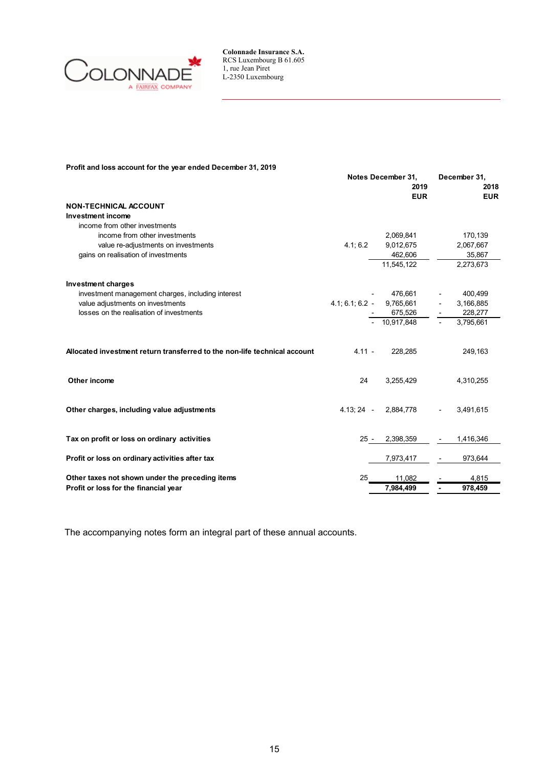**Colonnade Insurance S.A.**
RCS Luxembourg B 61.605
1, rue Jean Piret
L-2350 Luxembourg

**Profit and loss account for the year ended December 31, 2019**

| | Notes | December 31, 2019 EUR | December 31, 2018 EUR |
|---|---|---|---|
| **NON-TECHNICAL ACCOUNT** | | | |
| **Investment income** | | | |
| income from other investments | | | |
| income from other investments | | 2,069,841 | 170,139 |
| value re-adjustments on investments | 4.1; 6.2 | 9,012,675 | 2,067,667 |
| gains on realisation of investments | | 462,606 | 35,867 |
| | | 11,545,122 | 2,273,673 |
| **Investment charges** | | | |
| investment management charges, including interest | | - 476,661 | - 400,499 |
| value adjustments on investments | 4.1; 6.1; 6.2 | - 9,765,661 | - 3,166,885 |
| losses on the realisation of investments | | - 675,526 | - 228,277 |
| | | - 10,917,848 | - 3,795,661 |
| **Allocated investment return transferred to the non-life technical account** | 4.11 | - 228,285 | 249,163 |
| **Other income** | 24 | 3,255,429 | 4,310,255 |
| **Other charges, including value adjustments** | 4.13; 24 | - 2,884,778 | - 3,491,615 |
| **Tax on profit or loss on ordinary activities** | 25 | - 2,398,359 | - 1,416,346 |
| **Profit or loss on ordinary activities after tax** | | 7,973,417 | - 973,644 |
| **Other taxes not shown under the preceding items** | 25 | 11,082 | - 4,815 |
| **Profit or loss for the financial year** | | **7,984,499** | **- 978,459** |

The accompanying notes form an integral part of these annual accounts.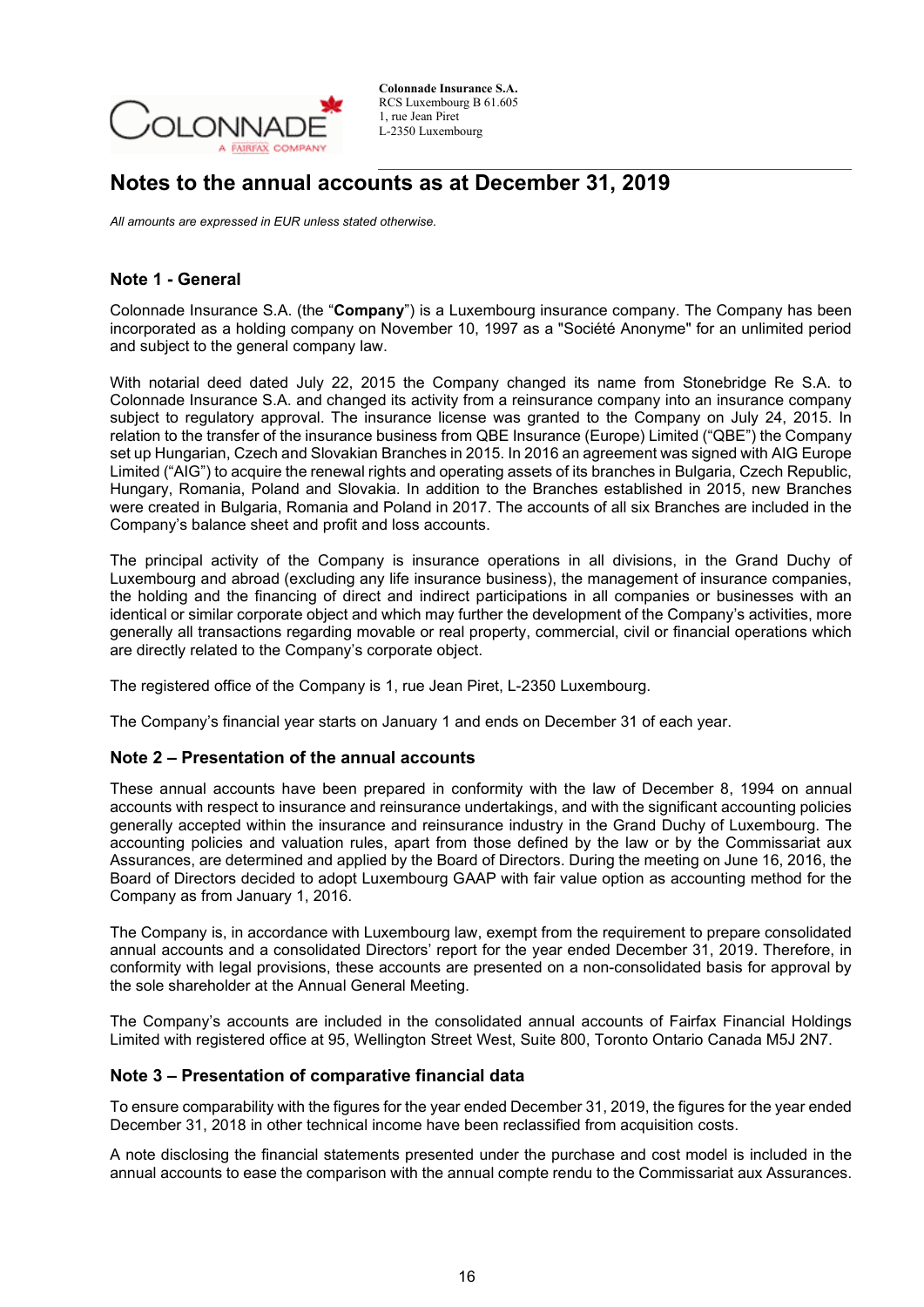# Notes to the annual accounts as at December 31, 2019

*All amounts are expressed in EUR unless stated otherwise.*

## Note 1 - General

Colonnade Insurance S.A. (the "**Company**") is a Luxembourg insurance company. The Company has been incorporated as a holding company on November 10, 1997 as a "Société Anonyme" for an unlimited period and subject to the general company law.

With notarial deed dated July 22, 2015 the Company changed its name from Stonebridge Re S.A. to Colonnade Insurance S.A. and changed its activity from a reinsurance company into an insurance company subject to regulatory approval. The insurance license was granted to the Company on July 24, 2015. In relation to the transfer of the insurance business from QBE Insurance (Europe) Limited ("QBE") the Company set up Hungarian, Czech and Slovakian Branches in 2015. In 2016 an agreement was signed with AIG Europe Limited ("AIG") to acquire the renewal rights and operating assets of its branches in Bulgaria, Czech Republic, Hungary, Romania, Poland and Slovakia. In addition to the Branches established in 2015, new Branches were created in Bulgaria, Romania and Poland in 2017. The accounts of all six Branches are included in the Company's balance sheet and profit and loss accounts.

The principal activity of the Company is insurance operations in all divisions, in the Grand Duchy of Luxembourg and abroad (excluding any life insurance business), the management of insurance companies, the holding and the financing of direct and indirect participations in all companies or businesses with an identical or similar corporate object and which may further the development of the Company's activities, more generally all transactions regarding movable or real property, commercial, civil or financial operations which are directly related to the Company's corporate object.

The registered office of the Company is 1, rue Jean Piret, L-2350 Luxembourg.

The Company's financial year starts on January 1 and ends on December 31 of each year.

## Note 2 – Presentation of the annual accounts

These annual accounts have been prepared in conformity with the law of December 8, 1994 on annual accounts with respect to insurance and reinsurance undertakings, and with the significant accounting policies generally accepted within the insurance and reinsurance industry in the Grand Duchy of Luxembourg. The accounting policies and valuation rules, apart from those defined by the law or by the Commissariat aux Assurances, are determined and applied by the Board of Directors. During the meeting on June 16, 2016, the Board of Directors decided to adopt Luxembourg GAAP with fair value option as accounting method for the Company as from January 1, 2016.

The Company is, in accordance with Luxembourg law, exempt from the requirement to prepare consolidated annual accounts and a consolidated Directors' report for the year ended December 31, 2019. Therefore, in conformity with legal provisions, these accounts are presented on a non-consolidated basis for approval by the sole shareholder at the Annual General Meeting.

The Company's accounts are included in the consolidated annual accounts of Fairfax Financial Holdings Limited with registered office at 95, Wellington Street West, Suite 800, Toronto Ontario Canada M5J 2N7.

## Note 3 – Presentation of comparative financial data

To ensure comparability with the figures for the year ended December 31, 2019, the figures for the year ended December 31, 2018 in other technical income have been reclassified from acquisition costs.

A note disclosing the financial statements presented under the purchase and cost model is included in the annual accounts to ease the comparison with the annual compte rendu to the Commissariat aux Assurances.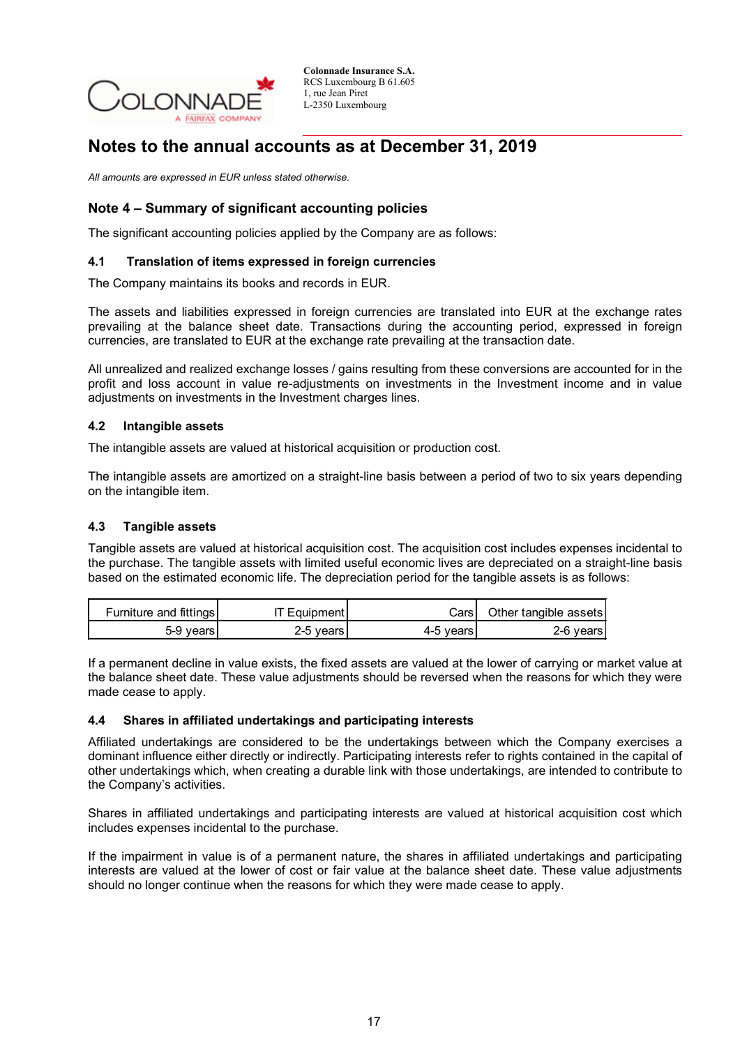Colonnade Insurance S.A.
RCS Luxembourg B 61.605
1, rue Jean Piret
L-2350 Luxembourg

# Notes to the annual accounts as at December 31, 2019

*All amounts are expressed in EUR unless stated otherwise.*

## Note 4 – Summary of significant accounting policies

The significant accounting policies applied by the Company are as follows:

### 4.1 Translation of items expressed in foreign currencies

The Company maintains its books and records in EUR.

The assets and liabilities expressed in foreign currencies are translated into EUR at the exchange rates prevailing at the balance sheet date. Transactions during the accounting period, expressed in foreign currencies, are translated to EUR at the exchange rate prevailing at the transaction date.

All unrealized and realized exchange losses / gains resulting from these conversions are accounted for in the profit and loss account in value re-adjustments on investments in the Investment income and in value adjustments on investments in the Investment charges lines.

### 4.2 Intangible assets

The intangible assets are valued at historical acquisition or production cost.

The intangible assets are amortized on a straight-line basis between a period of two to six years depending on the intangible item.

### 4.3 Tangible assets

Tangible assets are valued at historical acquisition cost. The acquisition cost includes expenses incidental to the purchase. The tangible assets with limited useful economic lives are depreciated on a straight-line basis based on the estimated economic life. The depreciation period for the tangible assets is as follows:

| Furniture and fittings | IT Equipment | Cars | Other tangible assets |
|---|---|---|---|
| 5-9 years | 2-5 years | 4-5 years | 2-6 years |

If a permanent decline in value exists, the fixed assets are valued at the lower of carrying or market value at the balance sheet date. These value adjustments should be reversed when the reasons for which they were made cease to apply.

### 4.4 Shares in affiliated undertakings and participating interests

Affiliated undertakings are considered to be the undertakings between which the Company exercises a dominant influence either directly or indirectly. Participating interests refer to rights contained in the capital of other undertakings which, when creating a durable link with those undertakings, are intended to contribute to the Company's activities.

Shares in affiliated undertakings and participating interests are valued at historical acquisition cost which includes expenses incidental to the purchase.

If the impairment in value is of a permanent nature, the shares in affiliated undertakings and participating interests are valued at the lower of cost or fair value at the balance sheet date. These value adjustments should no longer continue when the reasons for which they were made cease to apply.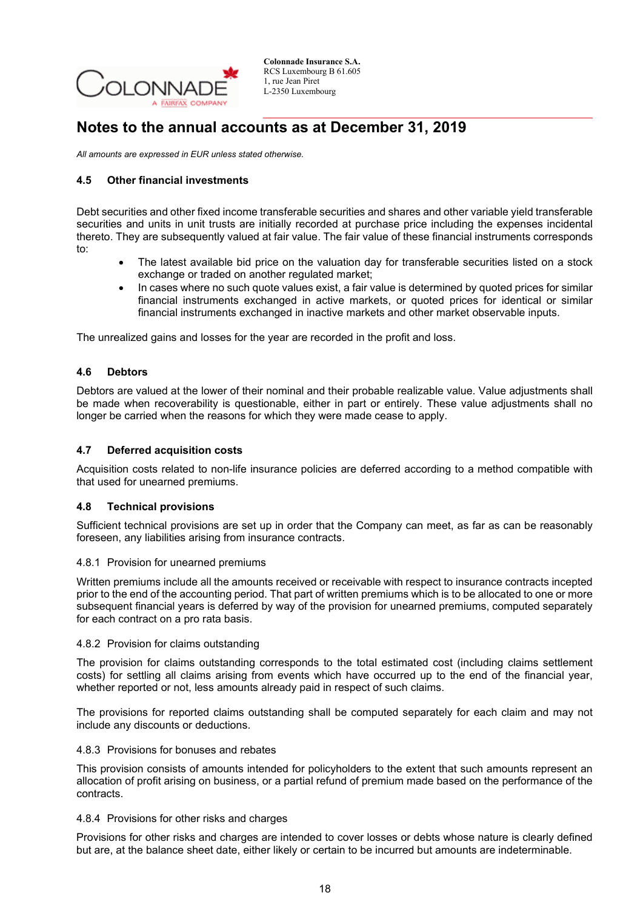## Notes to the annual accounts as at December 31, 2019

*All amounts are expressed in EUR unless stated otherwise.*

### 4.5 Other financial investments

Debt securities and other fixed income transferable securities and shares and other variable yield transferable securities and units in unit trusts are initially recorded at purchase price including the expenses incidental thereto. They are subsequently valued at fair value. The fair value of these financial instruments corresponds to:

- The latest available bid price on the valuation day for transferable securities listed on a stock exchange or traded on another regulated market;
- In cases where no such quote values exist, a fair value is determined by quoted prices for similar financial instruments exchanged in active markets, or quoted prices for identical or similar financial instruments exchanged in inactive markets and other market observable inputs.

The unrealized gains and losses for the year are recorded in the profit and loss.

### 4.6 Debtors

Debtors are valued at the lower of their nominal and their probable realizable value. Value adjustments shall be made when recoverability is questionable, either in part or entirely. These value adjustments shall no longer be carried when the reasons for which they were made cease to apply.

### 4.7 Deferred acquisition costs

Acquisition costs related to non-life insurance policies are deferred according to a method compatible with that used for unearned premiums.

### 4.8 Technical provisions

Sufficient technical provisions are set up in order that the Company can meet, as far as can be reasonably foreseen, any liabilities arising from insurance contracts.

#### 4.8.1 Provision for unearned premiums

Written premiums include all the amounts received or receivable with respect to insurance contracts incepted prior to the end of the accounting period. That part of written premiums which is to be allocated to one or more subsequent financial years is deferred by way of the provision for unearned premiums, computed separately for each contract on a pro rata basis.

#### 4.8.2 Provision for claims outstanding

The provision for claims outstanding corresponds to the total estimated cost (including claims settlement costs) for settling all claims arising from events which have occurred up to the end of the financial year, whether reported or not, less amounts already paid in respect of such claims.

The provisions for reported claims outstanding shall be computed separately for each claim and may not include any discounts or deductions.

#### 4.8.3 Provisions for bonuses and rebates

This provision consists of amounts intended for policyholders to the extent that such amounts represent an allocation of profit arising on business, or a partial refund of premium made based on the performance of the contracts.

#### 4.8.4 Provisions for other risks and charges

Provisions for other risks and charges are intended to cover losses or debts whose nature is clearly defined but are, at the balance sheet date, either likely or certain to be incurred but amounts are indeterminable.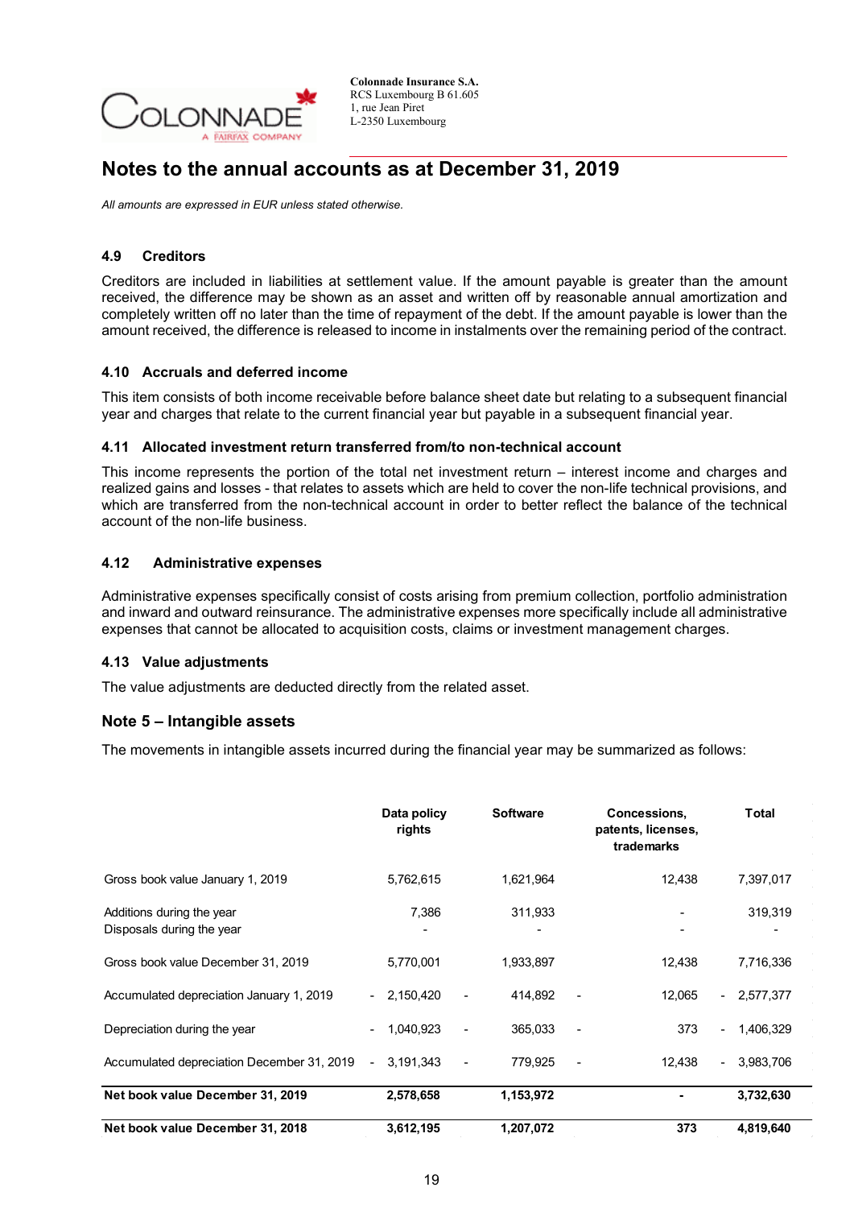# Notes to the annual accounts as at December 31, 2019

*All amounts are expressed in EUR unless stated otherwise.*

### 4.9 Creditors

Creditors are included in liabilities at settlement value. If the amount payable is greater than the amount received, the difference may be shown as an asset and written off by reasonable annual amortization and completely written off no later than the time of repayment of the debt. If the amount payable is lower than the amount received, the difference is released to income in instalments over the remaining period of the contract.

### 4.10 Accruals and deferred income

This item consists of both income receivable before balance sheet date but relating to a subsequent financial year and charges that relate to the current financial year but payable in a subsequent financial year.

### 4.11 Allocated investment return transferred from/to non-technical account

This income represents the portion of the total net investment return – interest income and charges and realized gains and losses - that relates to assets which are held to cover the non-life technical provisions, and which are transferred from the non-technical account in order to better reflect the balance of the technical account of the non-life business.

### 4.12 Administrative expenses

Administrative expenses specifically consist of costs arising from premium collection, portfolio administration and inward and outward reinsurance. The administrative expenses more specifically include all administrative expenses that cannot be allocated to acquisition costs, claims or investment management charges.

### 4.13 Value adjustments

The value adjustments are deducted directly from the related asset.

## Note 5 – Intangible assets

The movements in intangible assets incurred during the financial year may be summarized as follows:

| | Data policy rights | Software | Concessions, patents, licenses, trademarks | Total |
|---|---|---|---|---|
| Gross book value January 1, 2019 | 5,762,615 | 1,621,964 | 12,438 | 7,397,017 |
| Additions during the year | 7,386 | 311,933 | - | 319,319 |
| Disposals during the year | - | - | - | - |
| Gross book value December 31, 2019 | 5,770,001 | 1,933,897 | 12,438 | 7,716,336 |
| Accumulated depreciation January 1, 2019 | - 2,150,420 | - 414,892 | - 12,065 | - 2,577,377 |
| Depreciation during the year | - 1,040,923 | - 365,033 | - 373 | - 1,406,329 |
| Accumulated depreciation December 31, 2019 | - 3,191,343 | - 779,925 | - 12,438 | - 3,983,706 |
| **Net book value December 31, 2019** | **2,578,658** | **1,153,972** | **-** | **3,732,630** |
| **Net book value December 31, 2018** | **3,612,195** | **1,207,072** | **373** | **4,819,640** |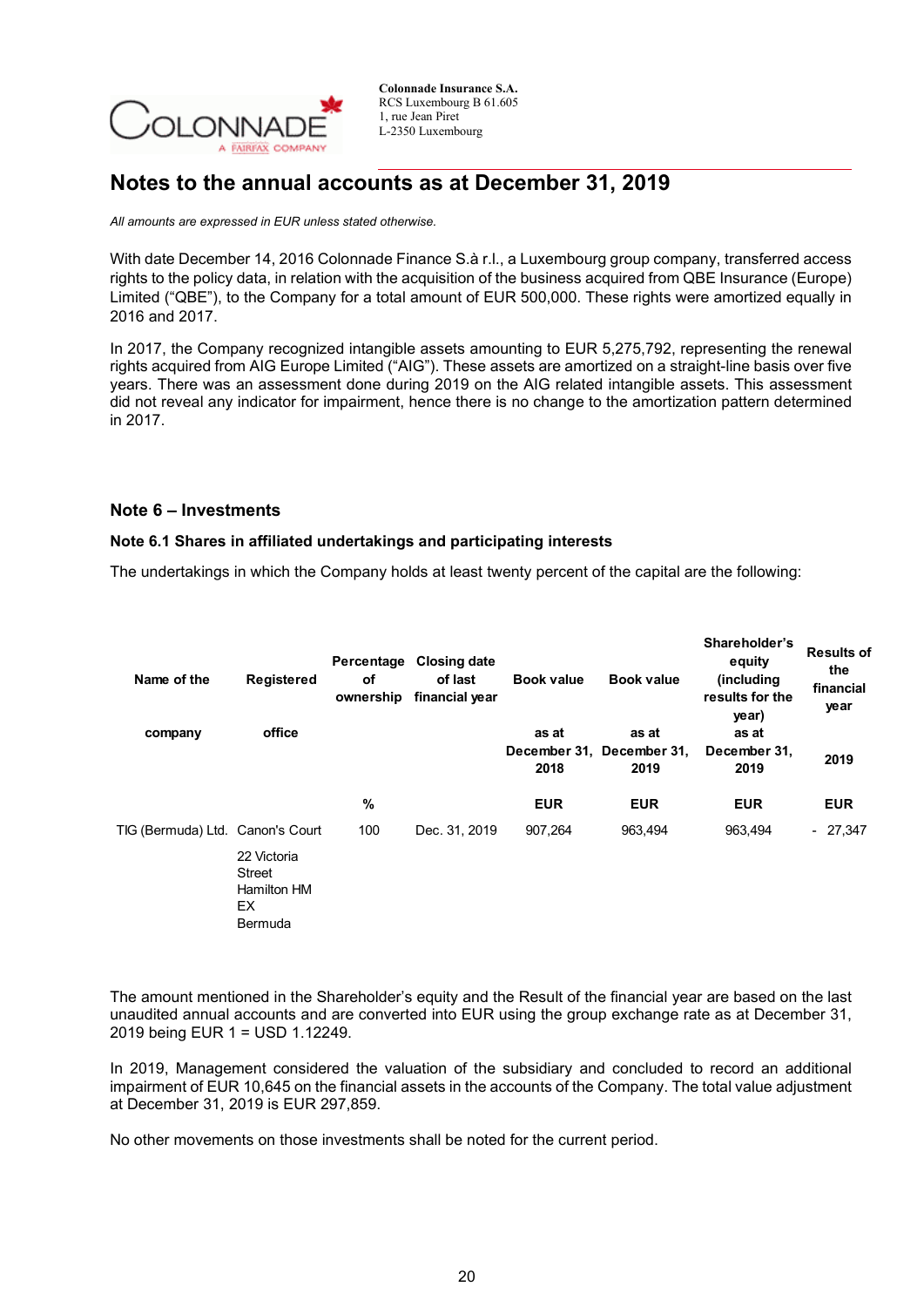## Notes to the annual accounts as at December 31, 2019

*All amounts are expressed in EUR unless stated otherwise.*

With date December 14, 2016 Colonnade Finance S.à r.l., a Luxembourg group company, transferred access rights to the policy data, in relation with the acquisition of the business acquired from QBE Insurance (Europe) Limited ("QBE"), to the Company for a total amount of EUR 500,000. These rights were amortized equally in 2016 and 2017.

In 2017, the Company recognized intangible assets amounting to EUR 5,275,792, representing the renewal rights acquired from AIG Europe Limited ("AIG"). These assets are amortized on a straight-line basis over five years. There was an assessment done during 2019 on the AIG related intangible assets. This assessment did not reveal any indicator for impairment, hence there is no change to the amortization pattern determined in 2017.

### Note 6 – Investments

#### Note 6.1 Shares in affiliated undertakings and participating interests

The undertakings in which the Company holds at least twenty percent of the capital are the following:

| Name of the company | Registered office | Percentage of ownership | Closing date of last financial year | Book value as at December 31, 2018 | Book value as at December 31, 2019 | Shareholder's equity (including results for the year) as at December 31, 2019 | Results of the financial year 2019 |
|---|---|---|---|---|---|---|---|
| | | % | | EUR | EUR | EUR | EUR |
| TIG (Bermuda) Ltd. | Canon's Court 22 Victoria Street Hamilton HM EX Bermuda | 100 | Dec. 31, 2019 | 907,264 | 963,494 | 963,494 | - 27,347 |

The amount mentioned in the Shareholder's equity and the Result of the financial year are based on the last unaudited annual accounts and are converted into EUR using the group exchange rate as at December 31, 2019 being EUR 1 = USD 1.12249.

In 2019, Management considered the valuation of the subsidiary and concluded to record an additional impairment of EUR 10,645 on the financial assets in the accounts of the Company. The total value adjustment at December 31, 2019 is EUR 297,859.

No other movements on those investments shall be noted for the current period.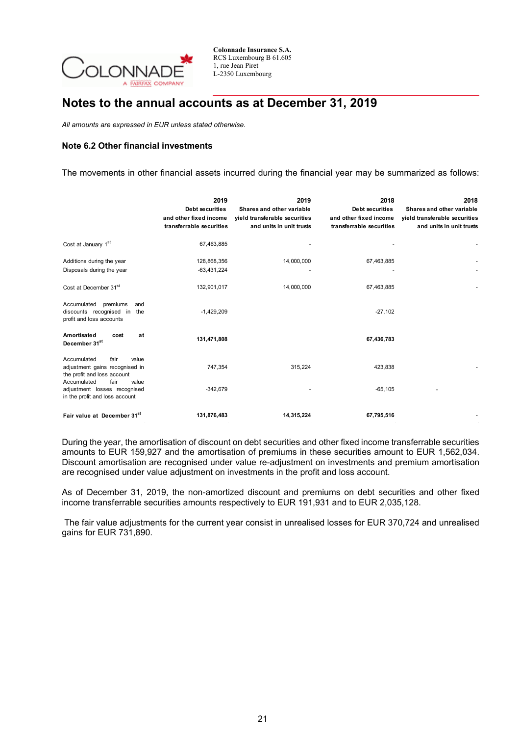# Notes to the annual accounts as at December 31, 2019

*All amounts are expressed in EUR unless stated otherwise.*

### Note 6.2 Other financial investments

The movements in other financial assets incurred during the financial year may be summarized as follows:

| | 2019<br>Debt securities and other fixed income transferrable securities | 2019<br>Shares and other variable yield transferable securities and units in unit trusts | 2018<br>Debt securities and other fixed income transferrable securities | 2018<br>Shares and other variable yield transferable securities and units in unit trusts |
|---|---|---|---|---|
| Cost at January 1st | 67,463,885 | - | - | - |
| Additions during the year | 128,868,356 | 14,000,000 | 67,463,885 | - |
| Disposals during the year | -63,431,224 | - | - | - |
| Cost at December 31st | 132,901,017 | 14,000,000 | 67,463,885 | - |
| Accumulated premiums and discounts recognised in the profit and loss accounts | -1,429,209 | | -27,102 | |
| **Amortised cost at December 31st** | **131,471,808** | | **67,436,783** | |
| Accumulated fair value adjustment gains recognised in the profit and loss account | 747,354 | 315,224 | 423,838 | - |
| Accumulated fair value adjustment losses recognised in the profit and loss account | -342,679 | - | -65,105 | - |
| **Fair value at December 31st** | **131,876,483** | **14,315,224** | **67,795,516** | - |

During the year, the amortisation of discount on debt securities and other fixed income transferrable securities amounts to EUR 159,927 and the amortisation of premiums in these securities amount to EUR 1,562,034. Discount amortisation are recognised under value re-adjustment on investments and premium amortisation are recognised under value adjustment on investments in the profit and loss account.

As of December 31, 2019, the non-amortized discount and premiums on debt securities and other fixed income transferrable securities amounts respectively to EUR 191,931 and to EUR 2,035,128.

The fair value adjustments for the current year consist in unrealised losses for EUR 370,724 and unrealised gains for EUR 731,890.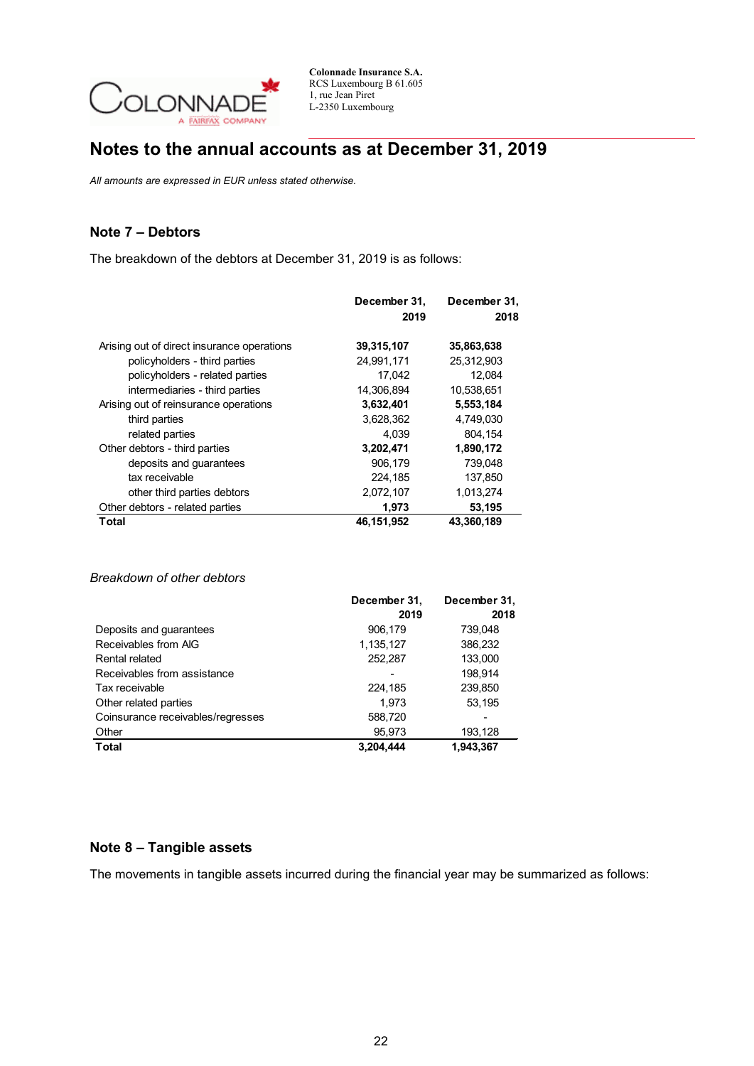## Notes to the annual accounts as at December 31, 2019

*All amounts are expressed in EUR unless stated otherwise.*

### Note 7 – Debtors

The breakdown of the debtors at December 31, 2019 is as follows:

| | December 31, 2019 | December 31, 2018 |
|---|---|---|
| Arising out of direct insurance operations | **39,315,107** | **35,863,638** |
| policyholders - third parties | 24,991,171 | 25,312,903 |
| policyholders - related parties | 17,042 | 12,084 |
| intermediaries - third parties | 14,306,894 | 10,538,651 |
| Arising out of reinsurance operations | **3,632,401** | **5,553,184** |
| third parties | 3,628,362 | 4,749,030 |
| related parties | 4,039 | 804,154 |
| Other debtors - third parties | **3,202,471** | **1,890,172** |
| deposits and guarantees | 906,179 | 739,048 |
| tax receivable | 224,185 | 137,850 |
| other third parties debtors | 2,072,107 | 1,013,274 |
| Other debtors - related parties | **1,973** | **53,195** |
| **Total** | **46,151,952** | **43,360,189** |

*Breakdown of other debtors*

| | December 31, 2019 | December 31, 2018 |
|---|---|---|
| Deposits and guarantees | 906,179 | 739,048 |
| Receivables from AIG | 1,135,127 | 386,232 |
| Rental related | 252,287 | 133,000 |
| Receivables from assistance | - | 198,914 |
| Tax receivable | 224,185 | 239,850 |
| Other related parties | 1,973 | 53,195 |
| Coinsurance receivables/regresses | 588,720 | - |
| Other | 95,973 | 193,128 |
| **Total** | **3,204,444** | **1,943,367** |

### Note 8 – Tangible assets

The movements in tangible assets incurred during the financial year may be summarized as follows: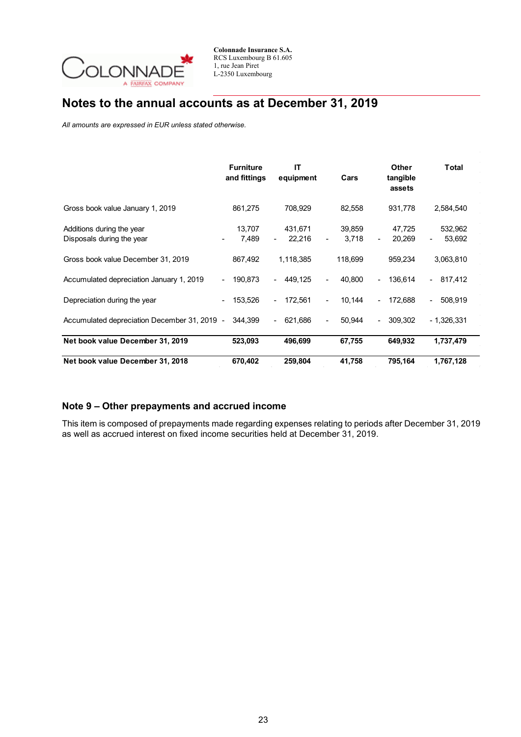# Notes to the annual accounts as at December 31, 2019

*All amounts are expressed in EUR unless stated otherwise.*

| | Furniture and fittings | IT equipment | Cars | Other tangible assets | Total |
|---|---|---|---|---|---|
| Gross book value January 1, 2019 | 861,275 | 708,929 | 82,558 | 931,778 | 2,584,540 |
| Additions during the year | 13,707 | 431,671 | 39,859 | 47,725 | 532,962 |
| Disposals during the year | - 7,489 | - 22,216 | - 3,718 | - 20,269 | - 53,692 |
| Gross book value December 31, 2019 | 867,492 | 1,118,385 | 118,699 | 959,234 | 3,063,810 |
| Accumulated depreciation January 1, 2019 | - 190,873 | - 449,125 | - 40,800 | - 136,614 | - 817,412 |
| Depreciation during the year | - 153,526 | - 172,561 | - 10,144 | - 172,688 | - 508,919 |
| Accumulated depreciation December 31, 2019 | - 344,399 | - 621,686 | - 50,944 | - 309,302 | - 1,326,331 |
| **Net book value December 31, 2019** | **523,093** | **496,699** | **67,755** | **649,932** | **1,737,479** |
| **Net book value December 31, 2018** | **670,402** | **259,804** | **41,758** | **795,164** | **1,767,128** |

## Note 9 – Other prepayments and accrued income

This item is composed of prepayments made regarding expenses relating to periods after December 31, 2019 as well as accrued interest on fixed income securities held at December 31, 2019.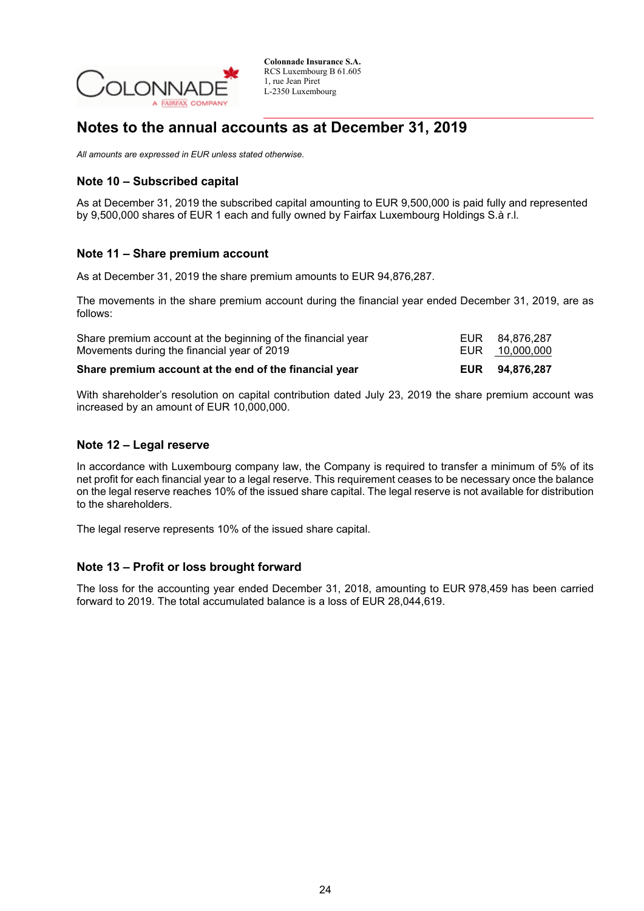Colonnade Insurance S.A.
RCS Luxembourg B 61.605
1, rue Jean Piret
L-2350 Luxembourg

# Notes to the annual accounts as at December 31, 2019

*All amounts are expressed in EUR unless stated otherwise.*

## Note 10 – Subscribed capital

As at December 31, 2019 the subscribed capital amounting to EUR 9,500,000 is paid fully and represented by 9,500,000 shares of EUR 1 each and fully owned by Fairfax Luxembourg Holdings S.à r.l.

## Note 11 – Share premium account

As at December 31, 2019 the share premium amounts to EUR 94,876,287.

The movements in the share premium account during the financial year ended December 31, 2019, are as follows:

| | | |
|---|---|---|
| Share premium account at the beginning of the financial year | EUR | 84,876,287 |
| Movements during the financial year of 2019 | EUR | 10,000,000 |
| **Share premium account at the end of the financial year** | **EUR** | **94,876,287** |

With shareholder's resolution on capital contribution dated July 23, 2019 the share premium account was increased by an amount of EUR 10,000,000.

## Note 12 – Legal reserve

In accordance with Luxembourg company law, the Company is required to transfer a minimum of 5% of its net profit for each financial year to a legal reserve. This requirement ceases to be necessary once the balance on the legal reserve reaches 10% of the issued share capital. The legal reserve is not available for distribution to the shareholders.

The legal reserve represents 10% of the issued share capital.

## Note 13 – Profit or loss brought forward

The loss for the accounting year ended December 31, 2018, amounting to EUR 978,459 has been carried forward to 2019. The total accumulated balance is a loss of EUR 28,044,619.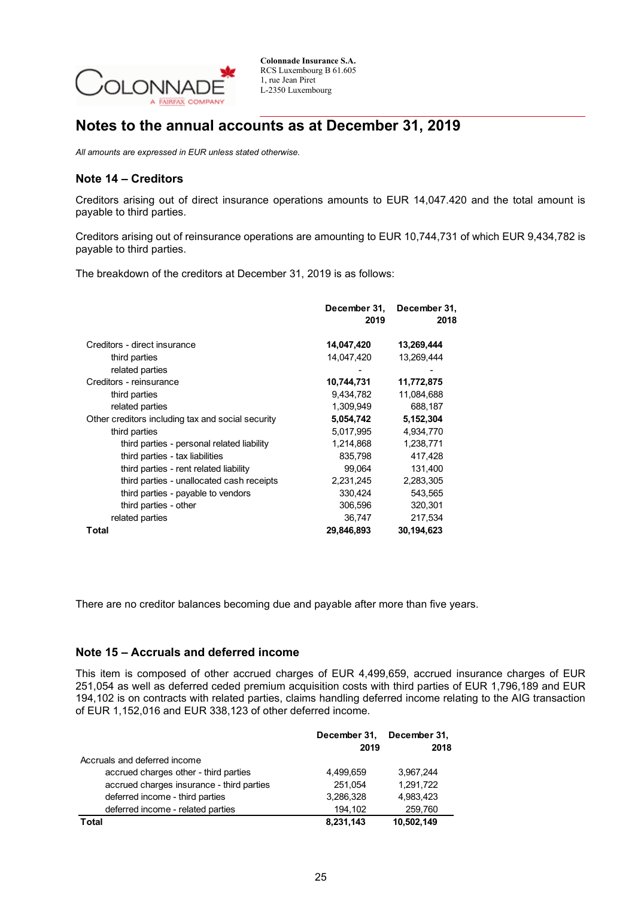Colonnade Insurance S.A.
RCS Luxembourg B 61.605
1, rue Jean Piret
L-2350 Luxembourg

# Notes to the annual accounts as at December 31, 2019

*All amounts are expressed in EUR unless stated otherwise.*

## Note 14 – Creditors

Creditors arising out of direct insurance operations amounts to EUR 14,047.420 and the total amount is payable to third parties.

Creditors arising out of reinsurance operations are amounting to EUR 10,744,731 of which EUR 9,434,782 is payable to third parties.

The breakdown of the creditors at December 31, 2019 is as follows:

| | December 31, 2019 | December 31, 2018 |
|---|---|---|
| Creditors - direct insurance | **14,047,420** | **13,269,444** |
| third parties | 14,047,420 | 13,269,444 |
| related parties | - | - |
| Creditors - reinsurance | **10,744,731** | **11,772,875** |
| third parties | 9,434,782 | 11,084,688 |
| related parties | 1,309,949 | 688,187 |
| Other creditors including tax and social security | **5,054,742** | **5,152,304** |
| third parties | 5,017,995 | 4,934,770 |
| third parties - personal related liability | 1,214,868 | 1,238,771 |
| third parties - tax liabilities | 835,798 | 417,428 |
| third parties - rent related liability | 99,064 | 131,400 |
| third parties - unallocated cash receipts | 2,231,245 | 2,283,305 |
| third parties - payable to vendors | 330,424 | 543,565 |
| third parties - other | 306,596 | 320,301 |
| related parties | 36,747 | 217,534 |
| **Total** | **29,846,893** | **30,194,623** |

There are no creditor balances becoming due and payable after more than five years.

## Note 15 – Accruals and deferred income

This item is composed of other accrued charges of EUR 4,499,659, accrued insurance charges of EUR 251,054 as well as deferred ceded premium acquisition costs with third parties of EUR 1,796,189 and EUR 194,102 is on contracts with related parties, claims handling deferred income relating to the AIG transaction of EUR 1,152,016 and EUR 338,123 of other deferred income.

| | December 31, 2019 | December 31, 2018 |
|---|---|---|
| Accruals and deferred income | | |
| accrued charges other - third parties | 4,499,659 | 3,967,244 |
| accrued charges insurance - third parties | 251,054 | 1,291,722 |
| deferred income - third parties | 3,286,328 | 4,983,423 |
| deferred income - related parties | 194,102 | 259,760 |
| **Total** | **8,231,143** | **10,502,149** |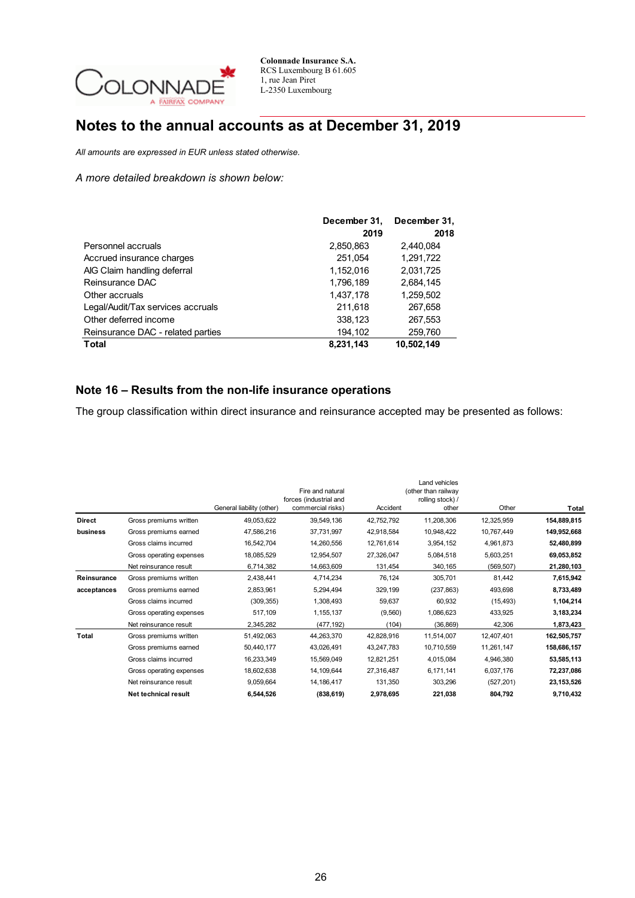# Notes to the annual accounts as at December 31, 2019

*All amounts are expressed in EUR unless stated otherwise.*

*A more detailed breakdown is shown below:*

| | December 31, 2019 | December 31, 2018 |
|---|---|---|
| Personnel accruals | 2,850,863 | 2,440,084 |
| Accrued insurance charges | 251,054 | 1,291,722 |
| AIG Claim handling deferral | 1,152,016 | 2,031,725 |
| Reinsurance DAC | 1,796,189 | 2,684,145 |
| Other accruals | 1,437,178 | 1,259,502 |
| Legal/Audit/Tax services accruals | 211,618 | 267,658 |
| Other deferred income | 338,123 | 267,553 |
| Reinsurance DAC - related parties | 194,102 | 259,760 |
| **Total** | **8,231,143** | **10,502,149** |

## Note 16 – Results from the non-life insurance operations

The group classification within direct insurance and reinsurance accepted may be presented as follows:

| | | General liability (other) | Fire and natural forces (industrial and commercial risks) | Accident | Land vehicles (other than railway rolling stock) / other | Other | Total |
|---|---|---|---|---|---|---|---|
| **Direct business** | Gross premiums written | 49,053,622 | 39,549,136 | 42,752,792 | 11,208,306 | 12,325,959 | **154,889,815** |
| | Gross premiums earned | 47,586,216 | 37,731,997 | 42,918,584 | 10,948,422 | 10,767,449 | **149,952,668** |
| | Gross claims incurred | 16,542,704 | 14,260,556 | 12,761,614 | 3,954,152 | 4,961,873 | **52,480,899** |
| | Gross operating expenses | 18,085,529 | 12,954,507 | 27,326,047 | 5,084,518 | 5,603,251 | **69,053,852** |
| | Net reinsurance result | 6,714,382 | 14,663,609 | 131,454 | 340,165 | (569,507) | **21,280,103** |
| **Reinsurance acceptances** | Gross premiums written | 2,438,441 | 4,714,234 | 76,124 | 305,701 | 81,442 | **7,615,942** |
| | Gross premiums earned | 2,853,961 | 5,294,494 | 329,199 | (237,863) | 493,698 | **8,733,489** |
| | Gross claims incurred | (309,355) | 1,308,493 | 59,637 | 60,932 | (15,493) | **1,104,214** |
| | Gross operating expenses | 517,109 | 1,155,137 | (9,560) | 1,086,623 | 433,925 | **3,183,234** |
| | Net reinsurance result | 2,345,282 | (477,192) | (104) | (36,869) | 42,306 | **1,873,423** |
| **Total** | Gross premiums written | 51,492,063 | 44,263,370 | 42,828,916 | 11,514,007 | 12,407,401 | **162,505,757** |
| | Gross premiums earned | 50,440,177 | 43,026,491 | 43,247,783 | 10,710,559 | 11,261,147 | **158,686,157** |
| | Gross claims incurred | 16,233,349 | 15,569,049 | 12,821,251 | 4,015,084 | 4,946,380 | **53,585,113** |
| | Gross operating expenses | 18,602,638 | 14,109,644 | 27,316,487 | 6,171,141 | 6,037,176 | **72,237,086** |
| | Net reinsurance result | 9,059,664 | 14,186,417 | 131,350 | 303,296 | (527,201) | **23,153,526** |
| | **Net technical result** | **6,544,526** | **(838,619)** | **2,978,695** | **221,038** | **804,792** | **9,710,432** |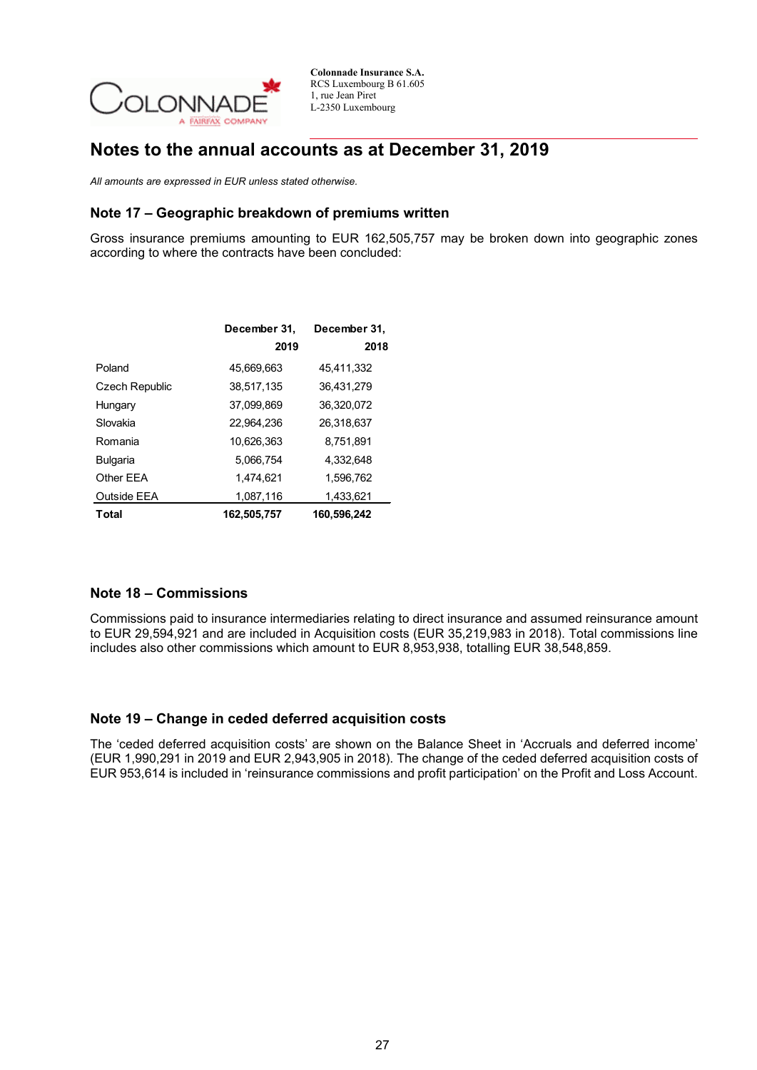Colonnade Insurance S.A.
RCS Luxembourg B 61.605
1, rue Jean Piret
L-2350 Luxembourg

# Notes to the annual accounts as at December 31, 2019

*All amounts are expressed in EUR unless stated otherwise.*

## Note 17 – Geographic breakdown of premiums written

Gross insurance premiums amounting to EUR 162,505,757 may be broken down into geographic zones according to where the contracts have been concluded:

| | December 31, 2019 | December 31, 2018 |
|---|---|---|
| Poland | 45,669,663 | 45,411,332 |
| Czech Republic | 38,517,135 | 36,431,279 |
| Hungary | 37,099,869 | 36,320,072 |
| Slovakia | 22,964,236 | 26,318,637 |
| Romania | 10,626,363 | 8,751,891 |
| Bulgaria | 5,066,754 | 4,332,648 |
| Other EEA | 1,474,621 | 1,596,762 |
| Outside EEA | 1,087,116 | 1,433,621 |
| **Total** | **162,505,757** | **160,596,242** |

## Note 18 – Commissions

Commissions paid to insurance intermediaries relating to direct insurance and assumed reinsurance amount to EUR 29,594,921 and are included in Acquisition costs (EUR 35,219,983 in 2018). Total commissions line includes also other commissions which amount to EUR 8,953,938, totalling EUR 38,548,859.

## Note 19 – Change in ceded deferred acquisition costs

The 'ceded deferred acquisition costs' are shown on the Balance Sheet in 'Accruals and deferred income' (EUR 1,990,291 in 2019 and EUR 2,943,905 in 2018). The change of the ceded deferred acquisition costs of EUR 953,614 is included in 'reinsurance commissions and profit participation' on the Profit and Loss Account.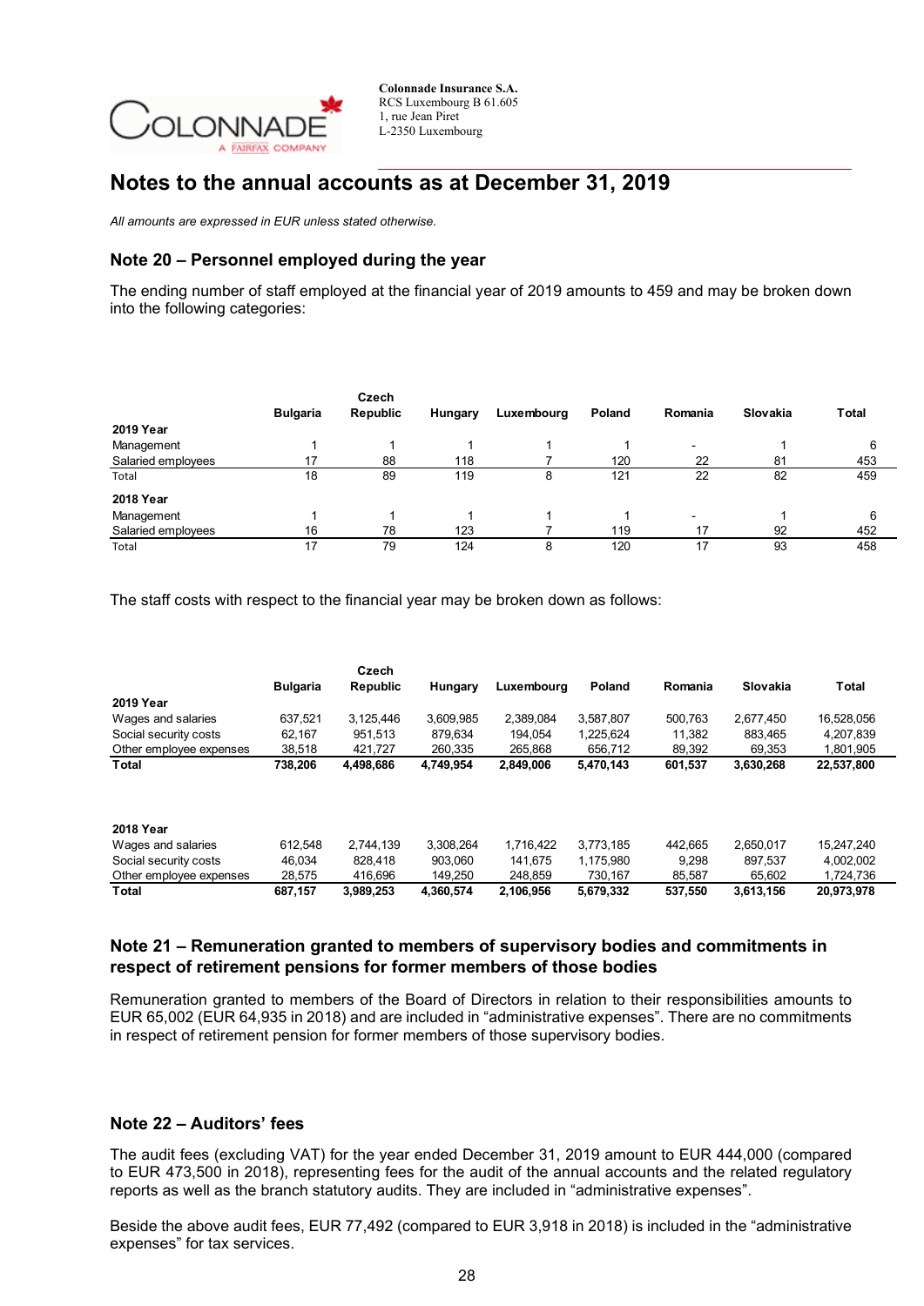## Notes to the annual accounts as at December 31, 2019

*All amounts are expressed in EUR unless stated otherwise.*

### Note 20 – Personnel employed during the year

The ending number of staff employed at the financial year of 2019 amounts to 459 and may be broken down into the following categories:

| | Bulgaria | Czech Republic | Hungary | Luxembourg | Poland | Romania | Slovakia | Total |
|---|---|---|---|---|---|---|---|---|
| **2019 Year** | | | | | | | | |
| Management | 1 | 1 | 1 | 1 | 1 | - | 1 | 6 |
| Salaried employees | 17 | 88 | 118 | 7 | 120 | 22 | 81 | 453 |
| Total | 18 | 89 | 119 | 8 | 121 | 22 | 82 | 459 |
| **2018 Year** | | | | | | | | |
| Management | 1 | 1 | 1 | 1 | 1 | - | 1 | 6 |
| Salaried employees | 16 | 78 | 123 | 7 | 119 | 17 | 92 | 452 |
| Total | 17 | 79 | 124 | 8 | 120 | 17 | 93 | 458 |

The staff costs with respect to the financial year may be broken down as follows:

| | Bulgaria | Czech Republic | Hungary | Luxembourg | Poland | Romania | Slovakia | Total |
|---|---|---|---|---|---|---|---|---|
| **2019 Year** | | | | | | | | |
| Wages and salaries | 637,521 | 3,125,446 | 3,609,985 | 2,389,084 | 3,587,807 | 500,763 | 2,677,450 | 16,528,056 |
| Social security costs | 62,167 | 951,513 | 879,634 | 194,054 | 1,225,624 | 11,382 | 883,465 | 4,207,839 |
| Other employee expenses | 38,518 | 421,727 | 260,335 | 265,868 | 656,712 | 89,392 | 69,353 | 1,801,905 |
| **Total** | **738,206** | **4,498,686** | **4,749,954** | **2,849,006** | **5,470,143** | **601,537** | **3,630,268** | **22,537,800** |
| **2018 Year** | | | | | | | | |
| Wages and salaries | 612,548 | 2,744,139 | 3,308,264 | 1,716,422 | 3,773,185 | 442,665 | 2,650,017 | 15,247,240 |
| Social security costs | 46,034 | 828,418 | 903,060 | 141,675 | 1,175,980 | 9,298 | 897,537 | 4,002,002 |
| Other employee expenses | 28,575 | 416,696 | 149,250 | 248,859 | 730,167 | 85,587 | 65,602 | 1,724,736 |
| **Total** | **687,157** | **3,989,253** | **4,360,574** | **2,106,956** | **5,679,332** | **537,550** | **3,613,156** | **20,973,978** |

### Note 21 – Remuneration granted to members of supervisory bodies and commitments in respect of retirement pensions for former members of those bodies

Remuneration granted to members of the Board of Directors in relation to their responsibilities amounts to EUR 65,002 (EUR 64,935 in 2018) and are included in "administrative expenses". There are no commitments in respect of retirement pension for former members of those supervisory bodies.

### Note 22 – Auditors' fees

The audit fees (excluding VAT) for the year ended December 31, 2019 amount to EUR 444,000 (compared to EUR 473,500 in 2018), representing fees for the audit of the annual accounts and the related regulatory reports as well as the branch statutory audits. They are included in "administrative expenses".

Beside the above audit fees, EUR 77,492 (compared to EUR 3,918 in 2018) is included in the "administrative expenses" for tax services.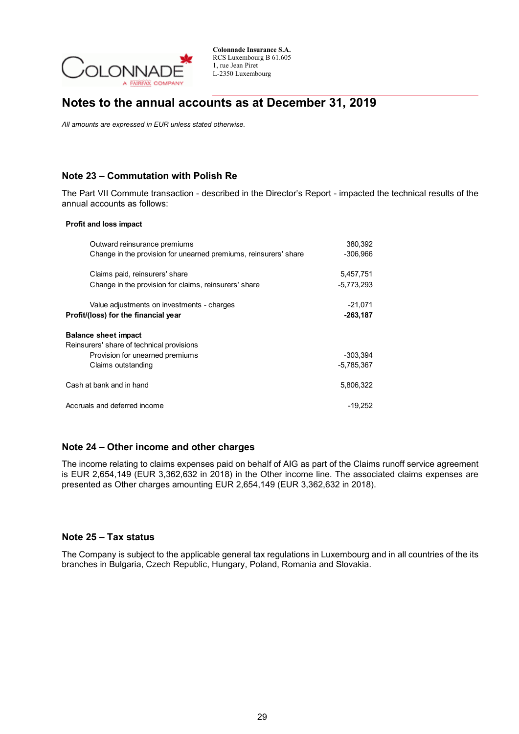# Notes to the annual accounts as at December 31, 2019

*All amounts are expressed in EUR unless stated otherwise.*

## Note 23 – Commutation with Polish Re

The Part VII Commute transaction - described in the Director's Report - impacted the technical results of the annual accounts as follows:

| **Profit and loss impact** | |
|---|---|
| Outward reinsurance premiums | 380,392 |
| Change in the provision for unearned premiums, reinsurers' share | -306,966 |
| | |
| Claims paid, reinsurers' share | 5,457,751 |
| Change in the provision for claims, reinsurers' share | -5,773,293 |
| | |
| Value adjustments on investments - charges | -21,071 |
| **Profit/(loss) for the financial year** | **-263,187** |
| | |
| **Balance sheet impact** | |
| Reinsurers' share of technical provisions | |
| Provision for unearned premiums | -303,394 |
| Claims outstanding | -5,785,367 |
| | |
| Cash at bank and in hand | 5,806,322 |
| | |
| Accruals and deferred income | -19,252 |

## Note 24 – Other income and other charges

The income relating to claims expenses paid on behalf of AIG as part of the Claims runoff service agreement is EUR 2,654,149 (EUR 3,362,632 in 2018) in the Other income line. The associated claims expenses are presented as Other charges amounting EUR 2,654,149 (EUR 3,362,632 in 2018).

## Note 25 – Tax status

The Company is subject to the applicable general tax regulations in Luxembourg and in all countries of the its branches in Bulgaria, Czech Republic, Hungary, Poland, Romania and Slovakia.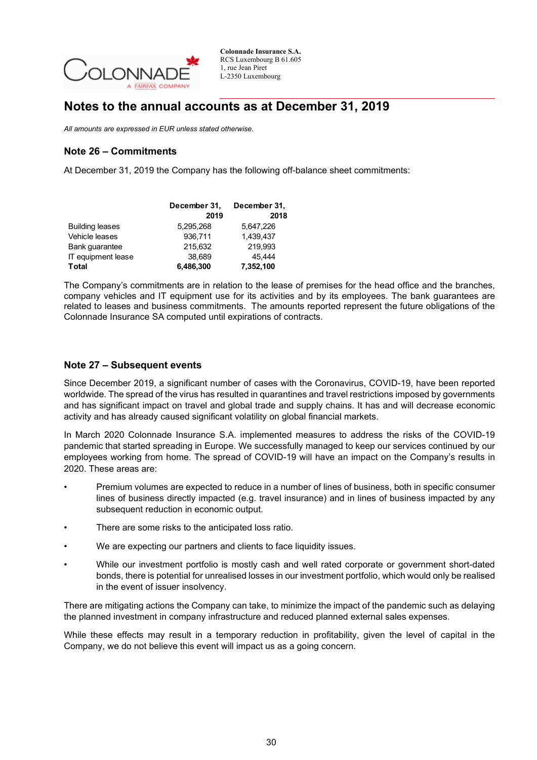## Notes to the annual accounts as at December 31, 2019

*All amounts are expressed in EUR unless stated otherwise.*

### Note 26 – Commitments

At December 31, 2019 the Company has the following off-balance sheet commitments:

| | December 31, 2019 | December 31, 2018 |
|---|---|---|
| Building leases | 5,295,268 | 5,647,226 |
| Vehicle leases | 936,711 | 1,439,437 |
| Bank guarantee | 215,632 | 219,993 |
| IT equipment lease | 38,689 | 45,444 |
| **Total** | **6,486,300** | **7,352,100** |

The Company's commitments are in relation to the lease of premises for the head office and the branches, company vehicles and IT equipment use for its activities and by its employees. The bank guarantees are related to leases and business commitments. The amounts reported represent the future obligations of the Colonnade Insurance SA computed until expirations of contracts.

### Note 27 – Subsequent events

Since December 2019, a significant number of cases with the Coronavirus, COVID-19, have been reported worldwide. The spread of the virus has resulted in quarantines and travel restrictions imposed by governments and has significant impact on travel and global trade and supply chains. It has and will decrease economic activity and has already caused significant volatility on global financial markets.

In March 2020 Colonnade Insurance S.A. implemented measures to address the risks of the COVID-19 pandemic that started spreading in Europe. We successfully managed to keep our services continued by our employees working from home. The spread of COVID-19 will have an impact on the Company's results in 2020. These areas are:

- Premium volumes are expected to reduce in a number of lines of business, both in specific consumer lines of business directly impacted (e.g. travel insurance) and in lines of business impacted by any subsequent reduction in economic output.
- There are some risks to the anticipated loss ratio.
- We are expecting our partners and clients to face liquidity issues.
- While our investment portfolio is mostly cash and well rated corporate or government short-dated bonds, there is potential for unrealised losses in our investment portfolio, which would only be realised in the event of issuer insolvency.

There are mitigating actions the Company can take, to minimize the impact of the pandemic such as delaying the planned investment in company infrastructure and reduced planned external sales expenses.

While these effects may result in a temporary reduction in profitability, given the level of capital in the Company, we do not believe this event will impact us as a going concern.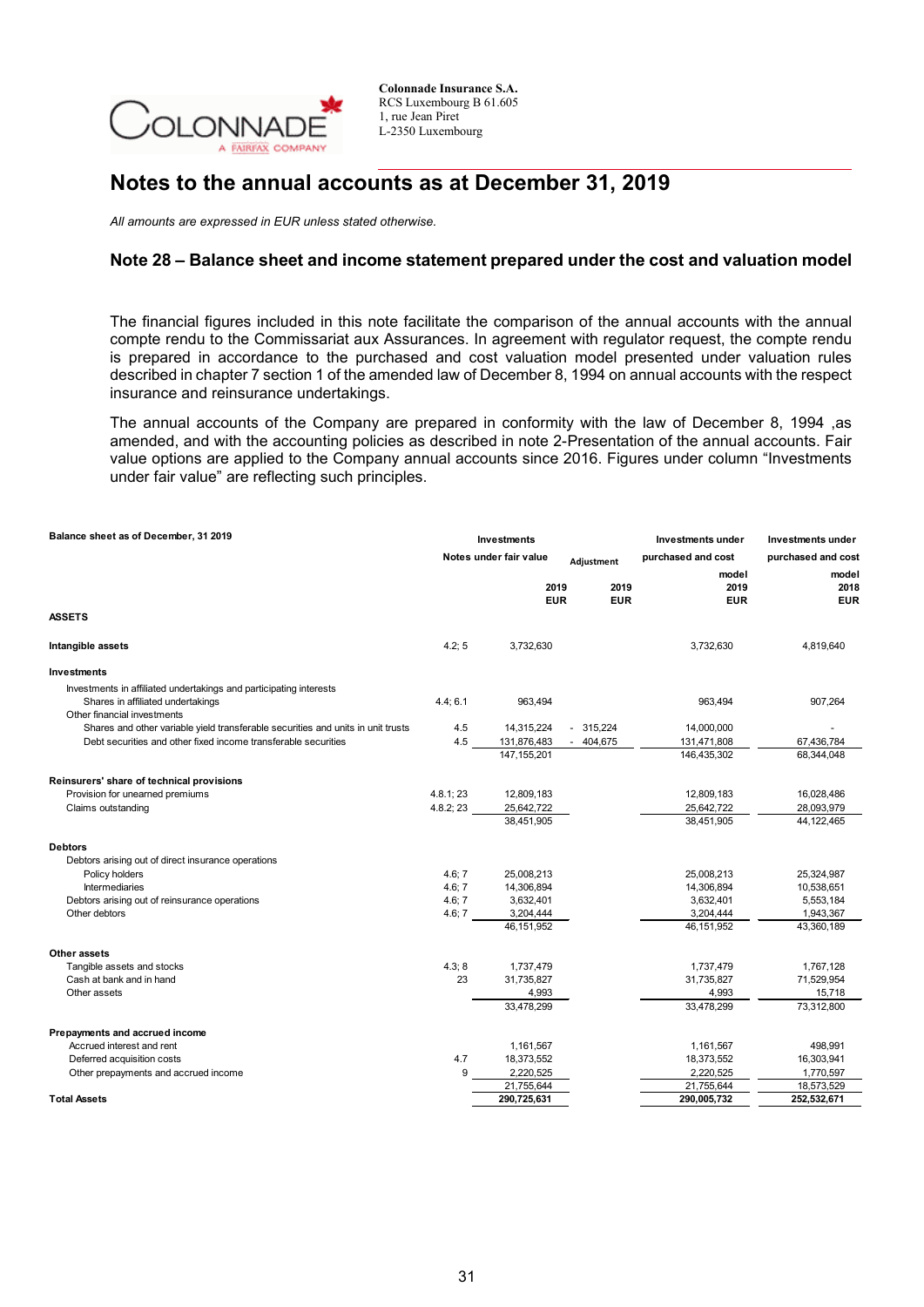Colonnade Insurance S.A.
RCS Luxembourg B 61.605
1, rue Jean Piret
L-2350 Luxembourg

# Notes to the annual accounts as at December 31, 2019

*All amounts are expressed in EUR unless stated otherwise.*

## Note 28 – Balance sheet and income statement prepared under the cost and valuation model

The financial figures included in this note facilitate the comparison of the annual accounts with the annual compte rendu to the Commissariat aux Assurances. In agreement with regulator request, the compte rendu is prepared in accordance to the purchased and cost valuation model presented under valuation rules described in chapter 7 section 1 of the amended law of December 8, 1994 on annual accounts with the respect insurance and reinsurance undertakings.

The annual accounts of the Company are prepared in conformity with the law of December 8, 1994 ,as amended, and with the accounting policies as described in note 2-Presentation of the annual accounts. Fair value options are applied to the Company annual accounts since 2016. Figures under column "Investments under fair value" are reflecting such principles.

| Balance sheet as of December, 31 2019 | Notes | Investments under fair value 2019 EUR | Adjustment 2019 EUR | Investments under purchased and cost model 2019 EUR | Investments under purchased and cost model 2018 EUR |
|---|---|---|---|---|---|
| **ASSETS** | | | | | |
| **Intangible assets** | 4.2; 5 | 3,732,630 | | 3,732,630 | 4,819,640 |
| **Investments** | | | | | |
| Investments in affiliated undertakings and participating interests | | | | | |
| Shares in affiliated undertakings | 4.4; 6.1 | 963,494 | | 963,494 | 907,264 |
| Other financial investments | | | | | |
| Shares and other variable yield transferable securities and units in unit trusts | 4.5 | 14,315,224 | - 315,224 | 14,000,000 | - |
| Debt securities and other fixed income transferable securities | 4.5 | 131,876,483 | - 404,675 | 131,471,808 | 67,436,784 |
| | | 147,155,201 | | 146,435,302 | 68,344,048 |
| **Reinsurers' share of technical provisions** | | | | | |
| Provision for unearned premiums | 4.8.1; 23 | 12,809,183 | | 12,809,183 | 16,028,486 |
| Claims outstanding | 4.8.2; 23 | 25,642,722 | | 25,642,722 | 28,093,979 |
| | | 38,451,905 | | 38,451,905 | 44,122,465 |
| **Debtors** | | | | | |
| Debtors arising out of direct insurance operations | | | | | |
| Policy holders | 4.6; 7 | 25,008,213 | | 25,008,213 | 25,324,987 |
| Intermediaries | 4.6; 7 | 14,306,894 | | 14,306,894 | 10,538,651 |
| Debtors arising out of reinsurance operations | 4.6; 7 | 3,632,401 | | 3,632,401 | 5,553,184 |
| Other debtors | 4.6; 7 | 3,204,444 | | 3,204,444 | 1,943,367 |
| | | 46,151,952 | | 46,151,952 | 43,360,189 |
| **Other assets** | | | | | |
| Tangible assets and stocks | 4.3; 8 | 1,737,479 | | 1,737,479 | 1,767,128 |
| Cash at bank and in hand | 23 | 31,735,827 | | 31,735,827 | 71,529,954 |
| Other assets | | 4,993 | | 4,993 | 15,718 |
| | | 33,478,299 | | 33,478,299 | 73,312,800 |
| **Prepayments and accrued income** | | | | | |
| Accrued interest and rent | | 1,161,567 | | 1,161,567 | 498,991 |
| Deferred acquisition costs | 4.7 | 18,373,552 | | 18,373,552 | 16,303,941 |
| Other prepayments and accrued income | 9 | 2,220,525 | | 2,220,525 | 1,770,597 |
| | | 21,755,644 | | 21,755,644 | 18,573,529 |
| **Total Assets** | | **290,725,631** | | **290,005,732** | **252,532,671** |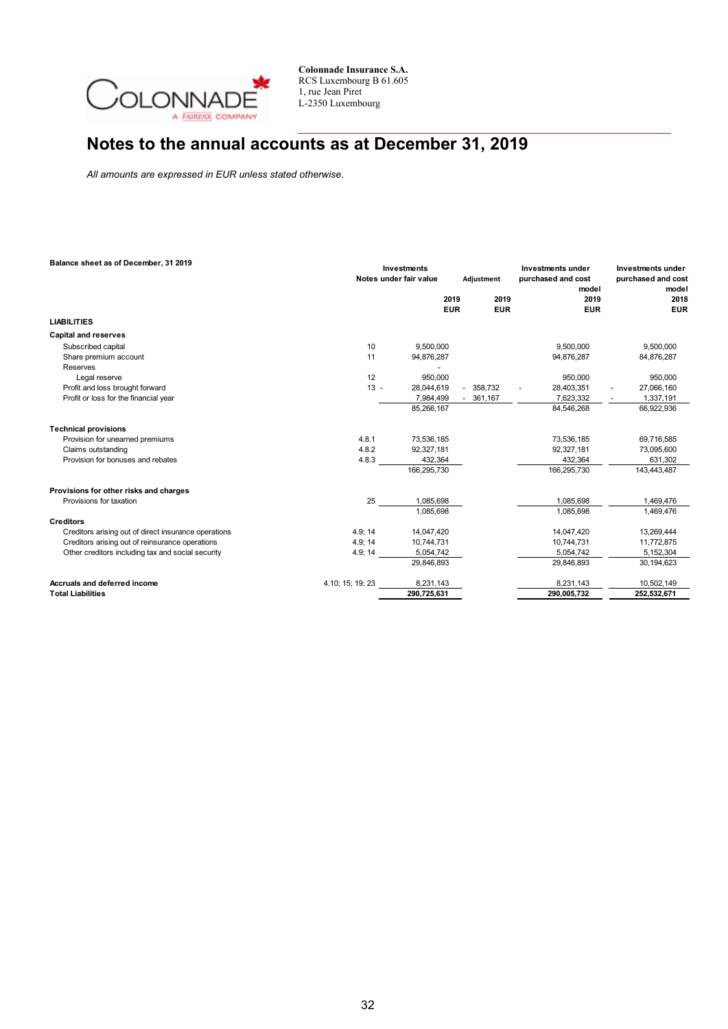Colonnade Insurance S.A.
RCS Luxembourg B 61.605
1, rue Jean Piret
L-2350 Luxembourg

# Notes to the annual accounts as at December 31, 2019

*All amounts are expressed in EUR unless stated otherwise.*

| Balance sheet as of December, 31 2019 | Notes | Investments under fair value 2019 EUR | Adjustment 2019 EUR | Investments under purchased and cost model 2019 EUR | Investments under purchased and cost model 2018 EUR |
|---|---|---|---|---|---|
| **LIABILITIES** | | | | | |
| **Capital and reserves** | | | | | |
| Subscribed capital | 10 | 9,500,000 | | 9,500,000 | 9,500,000 |
| Share premium account | 11 | 94,876,287 | | 94,876,287 | 84,876,287 |
| Reserves | | - | | | |
| Legal reserve | 12 | 950,000 | | 950,000 | 950,000 |
| Profit and loss brought forward | 13 | - 28,044,619 | - 358,732 | - 28,403,351 | - 27,066,160 |
| Profit or loss for the financial year | | 7,984,499 | - 361,167 | 7,623,332 | - 1,337,191 |
| | | 85,266,167 | | 84,546,268 | 66,922,936 |
| **Technical provisions** | | | | | |
| Provision for unearned premiums | 4.8.1 | 73,536,185 | | 73,536,185 | 69,716,585 |
| Claims outstanding | 4.8.2 | 92,327,181 | | 92,327,181 | 73,095,600 |
| Provision for bonuses and rebates | 4.8.3 | 432,364 | | 432,364 | 631,302 |
| | | 166,295,730 | | 166,295,730 | 143,443,487 |
| **Provisions for other risks and charges** | | | | | |
| Provisions for taxation | 25 | 1,085,698 | | 1,085,698 | 1,469,476 |
| | | 1,085,698 | | 1,085,698 | 1,469,476 |
| **Creditors** | | | | | |
| Creditors arising out of direct insurance operations | 4.9; 14 | 14,047,420 | | 14,047,420 | 13,269,444 |
| Creditors arising out of reinsurance operations | 4.9; 14 | 10,744,731 | | 10,744,731 | 11,772,875 |
| Other creditors including tax and social security | 4.9; 14 | 5,054,742 | | 5,054,742 | 5,152,304 |
| | | 29,846,893 | | 29,846,893 | 30,194,623 |
| **Accruals and deferred income** | 4.10; 15; 19; 23 | 8,231,143 | | 8,231,143 | 10,502,149 |
| **Total Liabilities** | | **290,725,631** | | **290,005,732** | **252,532,671** |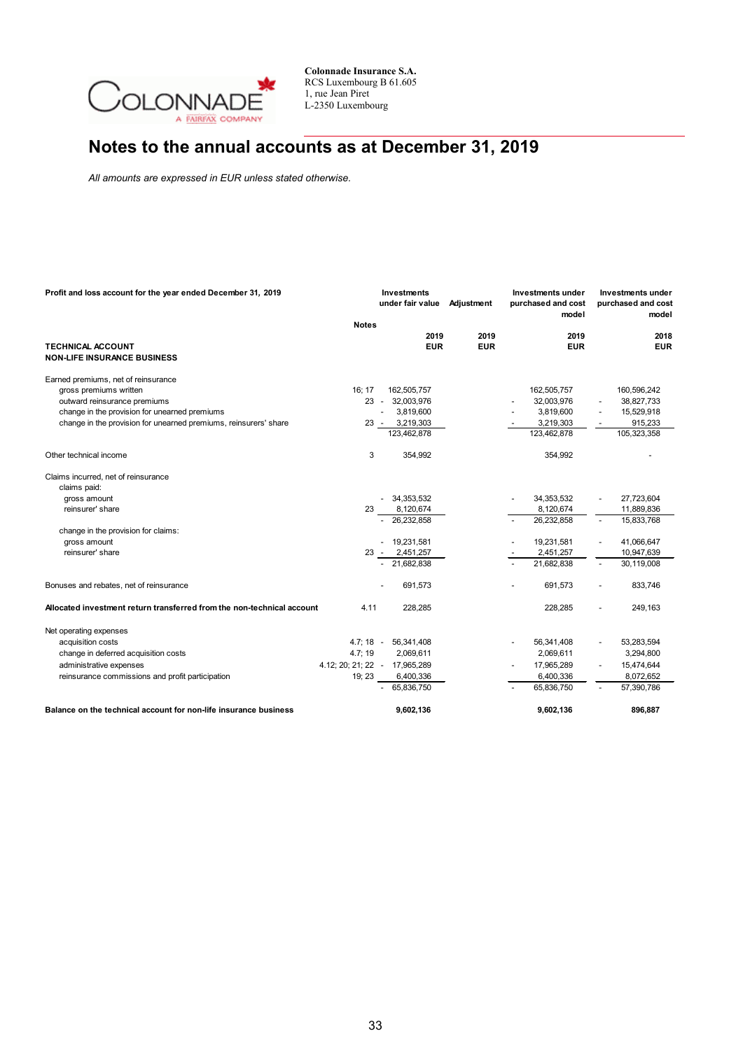Colonnade Insurance S.A.
RCS Luxembourg B 61.605
1, rue Jean Piret
L-2350 Luxembourg

# Notes to the annual accounts as at December 31, 2019

*All amounts are expressed in EUR unless stated otherwise.*

| Profit and loss account for the year ended December 31, 2019 | Notes | Investments under fair value | Adjustment | Investments under purchased and cost model | Investments under purchased and cost model |
|---|---|---|---|---|---|
| | | 2019 EUR | 2019 EUR | 2019 EUR | 2018 EUR |
| **TECHNICAL ACCOUNT** | | | | | |
| **NON-LIFE INSURANCE BUSINESS** | | | | | |
| Earned premiums, net of reinsurance | | | | | |
| gross premiums written | 16; 17 | 162,505,757 | | 162,505,757 | 160,596,242 |
| outward reinsurance premiums | 23 | - 32,003,976 | | - 32,003,976 | - 38,827,733 |
| change in the provision for unearned premiums | | - 3,819,600 | | - 3,819,600 | - 15,529,918 |
| change in the provision for unearned premiums, reinsurers' share | 23 | - 3,219,303 | | - 3,219,303 | - 915,233 |
| | | 123,462,878 | | 123,462,878 | 105,323,358 |
| Other technical income | 3 | 354,992 | | 354,992 | - |
| Claims incurred, net of reinsurance | | | | | |
| claims paid: | | | | | |
| gross amount | | - 34,353,532 | | - 34,353,532 | - 27,723,604 |
| reinsurer' share | 23 | 8,120,674 | | 8,120,674 | 11,889,836 |
| | | - 26,232,858 | | - 26,232,858 | - 15,833,768 |
| change in the provision for claims: | | | | | |
| gross amount | | - 19,231,581 | | - 19,231,581 | - 41,066,647 |
| reinsurer' share | 23 | - 2,451,257 | | - 2,451,257 | 10,947,639 |
| | | - 21,682,838 | | - 21,682,838 | - 30,119,008 |
| Bonuses and rebates, net of reinsurance | | - 691,573 | | - 691,573 | - 833,746 |
| **Allocated investment return transferred from the non-technical account** | 4.11 | 228,285 | | 228,285 | - 249,163 |
| Net operating expenses | | | | | |
| acquisition costs | 4.7; 18 | - 56,341,408 | | - 56,341,408 | - 53,283,594 |
| change in deferred acquisition costs | 4.7; 19 | 2,069,611 | | 2,069,611 | 3,294,800 |
| administrative expenses | 4.12; 20; 21; 22 | - 17,965,289 | | - 17,965,289 | - 15,474,644 |
| reinsurance commissions and profit participation | 19; 23 | 6,400,336 | | 6,400,336 | 8,072,652 |
| | | - 65,836,750 | | - 65,836,750 | - 57,390,786 |
| **Balance on the technical account for non-life insurance business** | | **9,602,136** | | **9,602,136** | **896,887** |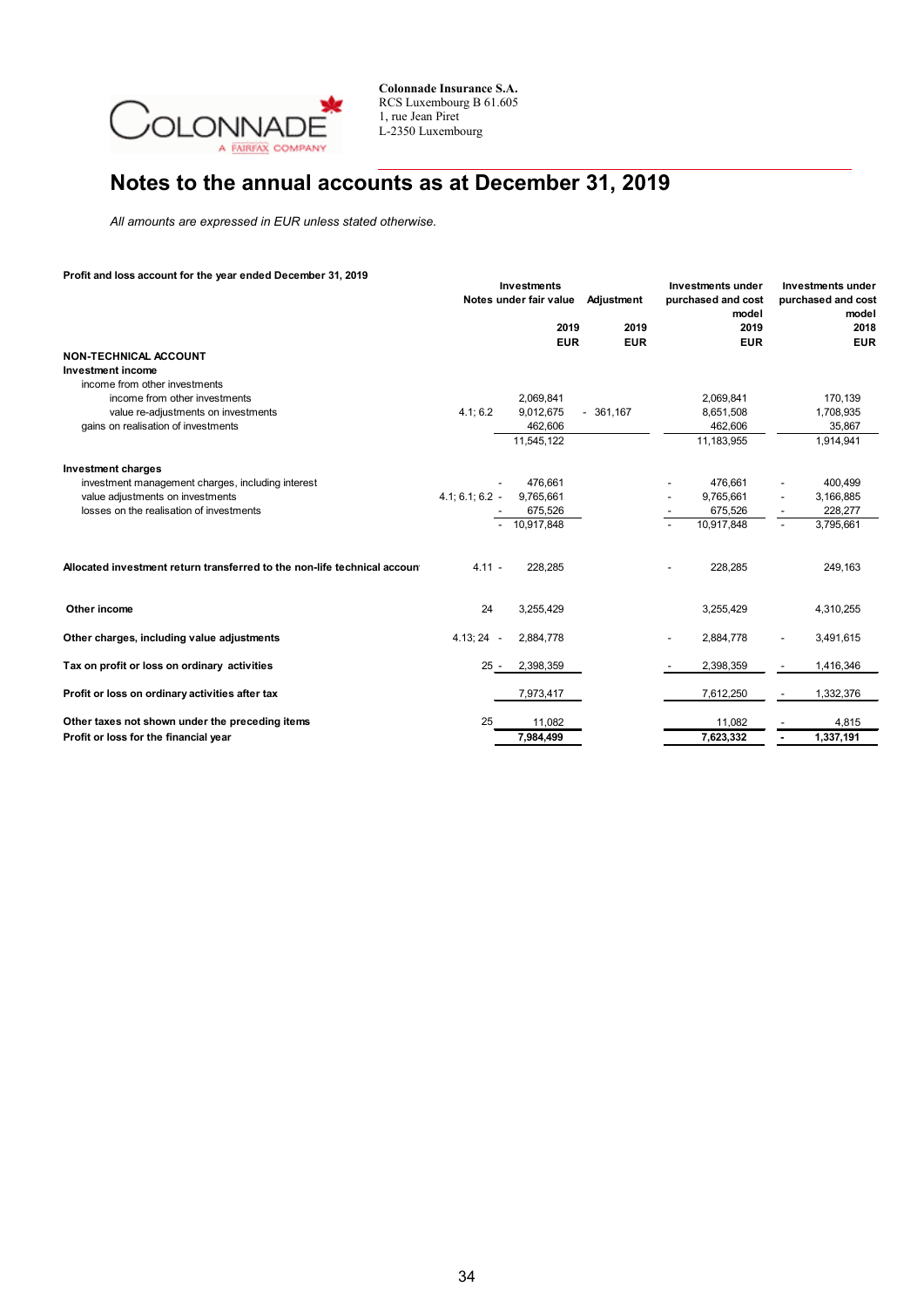Colonnade Insurance S.A.
RCS Luxembourg B 61.605
1, rue Jean Piret
L-2350 Luxembourg

# Notes to the annual accounts as at December 31, 2019

*All amounts are expressed in EUR unless stated otherwise.*

**Profit and loss account for the year ended December 31, 2019**

| | Notes | Investments under fair value 2019 EUR | Adjustment 2019 EUR | Investments under purchased and cost model 2019 EUR | Investments under purchased and cost model 2018 EUR |
|---|---|---|---|---|---|
| **NON-TECHNICAL ACCOUNT** | | | | | |
| **Investment income** | | | | | |
| income from other investments | | | | | |
| income from other investments | | 2,069,841 | | 2,069,841 | 170,139 |
| value re-adjustments on investments | 4.1; 6.2 | 9,012,675 | - 361,167 | 8,651,508 | 1,708,935 |
| gains on realisation of investments | | 462,606 | | 462,606 | 35,867 |
| | | 11,545,122 | | 11,183,955 | 1,914,941 |
| **Investment charges** | | | | | |
| investment management charges, including interest | | - 476,661 | | - 476,661 | - 400,499 |
| value adjustments on investments | 4.1; 6.1; 6.2 | - 9,765,661 | | - 9,765,661 | - 3,166,885 |
| losses on the realisation of investments | | - 675,526 | | - 675,526 | - 228,277 |
| | | - 10,917,848 | | - 10,917,848 | - 3,795,661 |
| **Allocated investment return transferred to the non-life technical account** | 4.11 | - 228,285 | | - 228,285 | 249,163 |
| **Other income** | 24 | 3,255,429 | | 3,255,429 | 4,310,255 |
| **Other charges, including value adjustments** | 4.13; 24 | - 2,884,778 | | - 2,884,778 | - 3,491,615 |
| **Tax on profit or loss on ordinary activities** | 25 | - 2,398,359 | | - 2,398,359 | - 1,416,346 |
| **Profit or loss on ordinary activities after tax** | | 7,973,417 | | 7,612,250 | - 1,332,376 |
| **Other taxes not shown under the preceding items** | 25 | 11,082 | | 11,082 | - 4,815 |
| **Profit or loss for the financial year** | | **7,984,499** | | **7,623,332** | **- 1,337,191** |